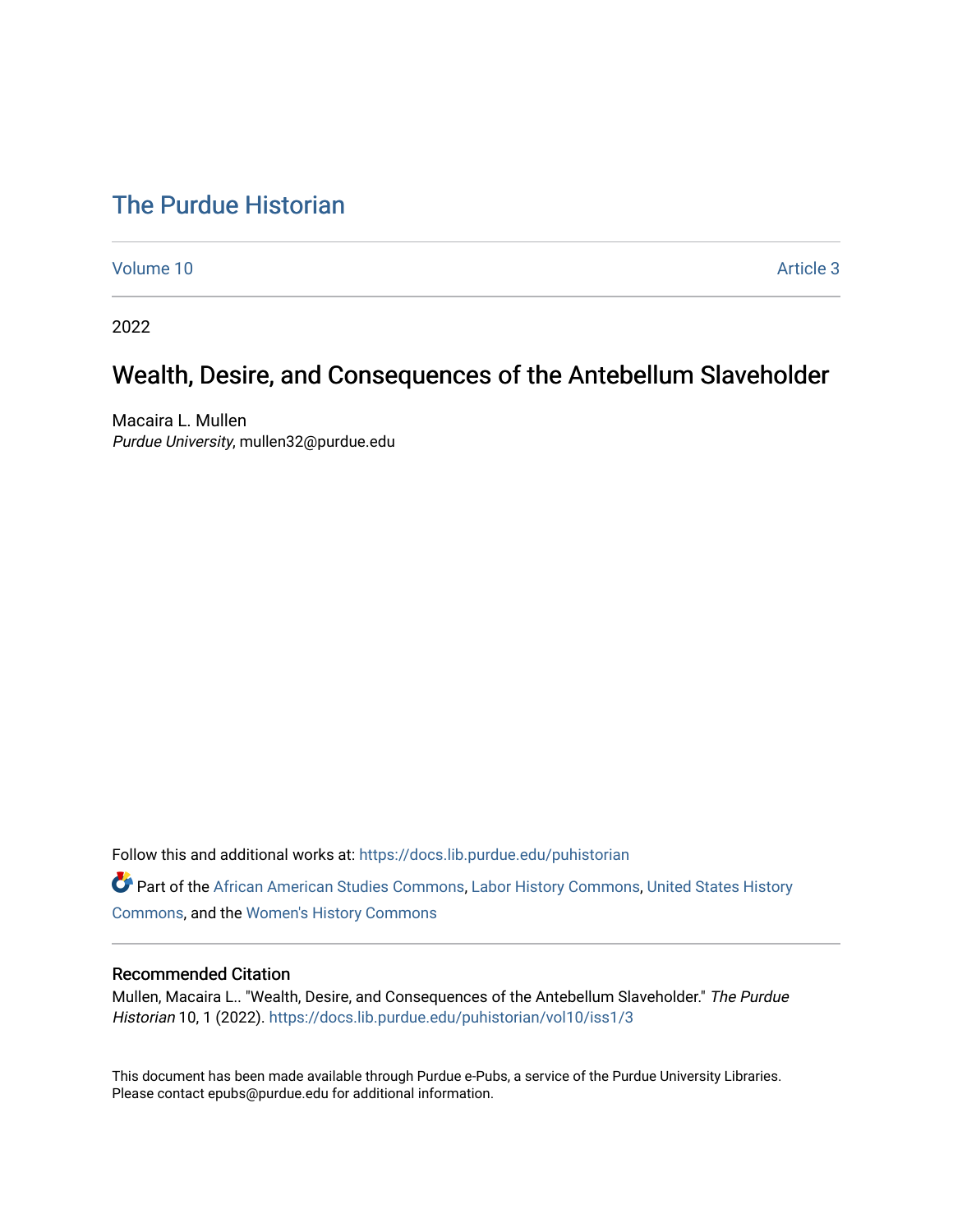# The Purdue Historian

Volume 10 Article 3

2022

## Wealth, Desire, and Consequences of the Antebellum Slaveholder

Macaira L. Mullen
*Purdue University*, mullen32@purdue.edu

Follow this and additional works at: https://docs.lib.purdue.edu/puhistorian

Part of the African American Studies Commons, Labor History Commons, United States History Commons, and the Women's History Commons

### Recommended Citation

Mullen, Macaira L.. "Wealth, Desire, and Consequences of the Antebellum Slaveholder." *The Purdue Historian* 10, 1 (2022). https://docs.lib.purdue.edu/puhistorian/vol10/iss1/3

This document has been made available through Purdue e-Pubs, a service of the Purdue University Libraries. Please contact epubs@purdue.edu for additional information.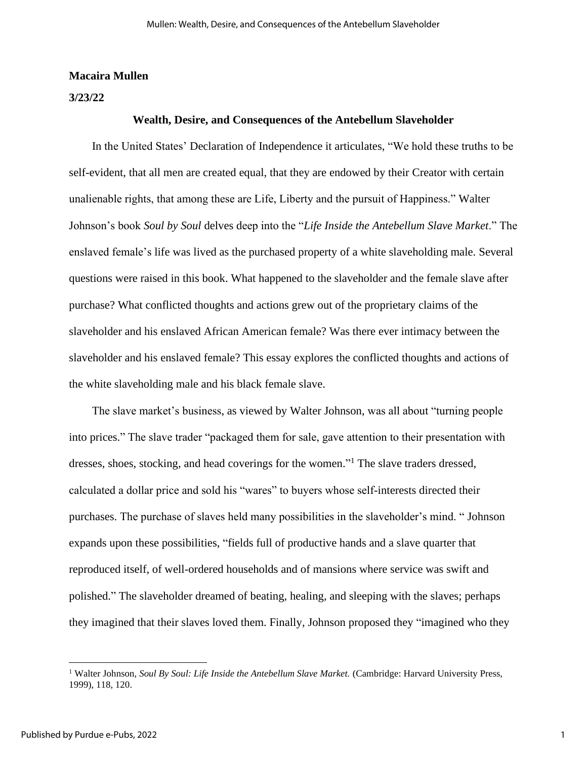**Macaira Mullen**

**3/23/22**

**Wealth, Desire, and Consequences of the Antebellum Slaveholder**

In the United States' Declaration of Independence it articulates, "We hold these truths to be self-evident, that all men are created equal, that they are endowed by their Creator with certain unalienable rights, that among these are Life, Liberty and the pursuit of Happiness." Walter Johnson's book *Soul by Soul* delves deep into the "*Life Inside the Antebellum Slave Market*." The enslaved female's life was lived as the purchased property of a white slaveholding male. Several questions were raised in this book. What happened to the slaveholder and the female slave after purchase? What conflicted thoughts and actions grew out of the proprietary claims of the slaveholder and his enslaved African American female? Was there ever intimacy between the slaveholder and his enslaved female? This essay explores the conflicted thoughts and actions of the white slaveholding male and his black female slave.

The slave market's business, as viewed by Walter Johnson, was all about "turning people into prices." The slave trader "packaged them for sale, gave attention to their presentation with dresses, shoes, stocking, and head coverings for the women."[1] The slave traders dressed, calculated a dollar price and sold his "wares" to buyers whose self-interests directed their purchases. The purchase of slaves held many possibilities in the slaveholder's mind. " Johnson expands upon these possibilities, "fields full of productive hands and a slave quarter that reproduced itself, of well-ordered households and of mansions where service was swift and polished." The slaveholder dreamed of beating, healing, and sleeping with the slaves; perhaps they imagined that their slaves loved them. Finally, Johnson proposed they "imagined who they

[1] Walter Johnson, *Soul By Soul: Life Inside the Antebellum Slave Market.* (Cambridge: Harvard University Press, 1999), 118, 120.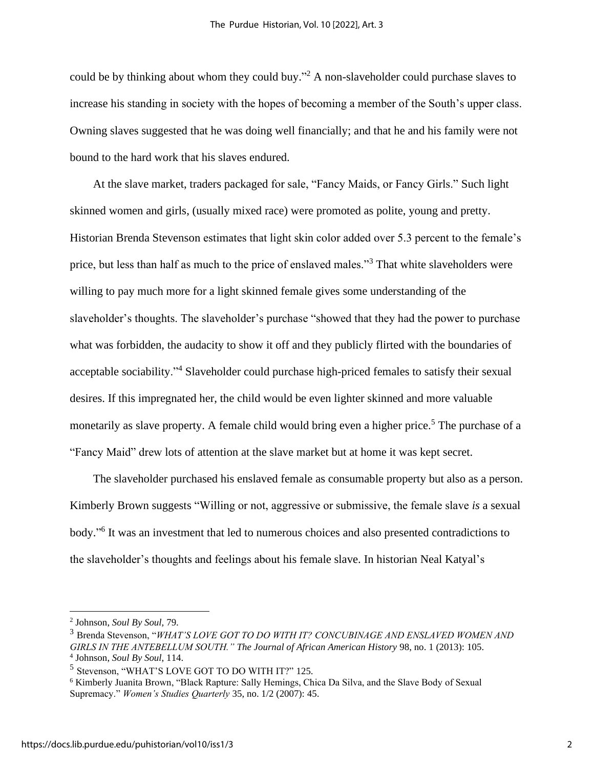could be by thinking about whom they could buy."[2] A non-slaveholder could purchase slaves to increase his standing in society with the hopes of becoming a member of the South's upper class. Owning slaves suggested that he was doing well financially; and that he and his family were not bound to the hard work that his slaves endured.

At the slave market, traders packaged for sale, "Fancy Maids, or Fancy Girls." Such light skinned women and girls, (usually mixed race) were promoted as polite, young and pretty. Historian Brenda Stevenson estimates that light skin color added over 5.3 percent to the female's price, but less than half as much to the price of enslaved males."[3] That white slaveholders were willing to pay much more for a light skinned female gives some understanding of the slaveholder's thoughts. The slaveholder's purchase "showed that they had the power to purchase what was forbidden, the audacity to show it off and they publicly flirted with the boundaries of acceptable sociability."[4] Slaveholder could purchase high-priced females to satisfy their sexual desires. If this impregnated her, the child would be even lighter skinned and more valuable monetarily as slave property. A female child would bring even a higher price.[5] The purchase of a "Fancy Maid" drew lots of attention at the slave market but at home it was kept secret.

The slaveholder purchased his enslaved female as consumable property but also as a person. Kimberly Brown suggests "Willing or not, aggressive or submissive, the female slave *is* a sexual body."[6] It was an investment that led to numerous choices and also presented contradictions to the slaveholder's thoughts and feelings about his female slave. In historian Neal Katyal's

---

[2] Johnson, *Soul By Soul*, 79.

[3] Brenda Stevenson, "*WHAT'S LOVE GOT TO DO WITH IT? CONCUBINAGE AND ENSLAVED WOMEN AND GIRLS IN THE ANTEBELLUM SOUTH." The Journal of African American History* 98, no. 1 (2013): 105.

[4] Johnson, *Soul By Soul*, 114.

[5] Stevenson, "WHAT'S LOVE GOT TO DO WITH IT?" 125.

[6] Kimberly Juanita Brown, "Black Rapture: Sally Hemings, Chica Da Silva, and the Slave Body of Sexual Supremacy." *Women's Studies Quarterly* 35, no. 1/2 (2007): 45.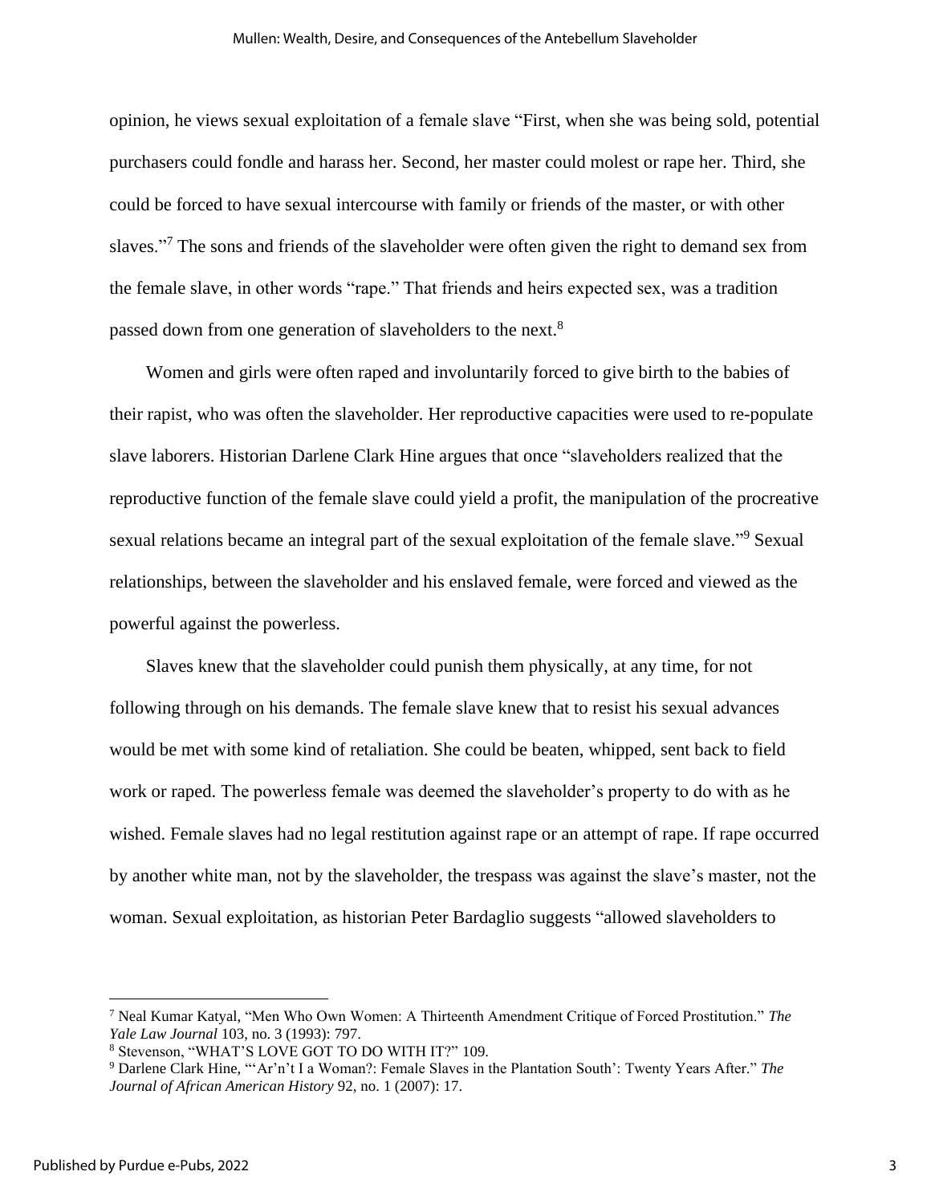opinion, he views sexual exploitation of a female slave "First, when she was being sold, potential purchasers could fondle and harass her. Second, her master could molest or rape her. Third, she could be forced to have sexual intercourse with family or friends of the master, or with other slaves."[7] The sons and friends of the slaveholder were often given the right to demand sex from the female slave, in other words "rape." That friends and heirs expected sex, was a tradition passed down from one generation of slaveholders to the next.[8]

Women and girls were often raped and involuntarily forced to give birth to the babies of their rapist, who was often the slaveholder. Her reproductive capacities were used to re-populate slave laborers. Historian Darlene Clark Hine argues that once "slaveholders realized that the reproductive function of the female slave could yield a profit, the manipulation of the procreative sexual relations became an integral part of the sexual exploitation of the female slave."[9] Sexual relationships, between the slaveholder and his enslaved female, were forced and viewed as the powerful against the powerless.

Slaves knew that the slaveholder could punish them physically, at any time, for not following through on his demands. The female slave knew that to resist his sexual advances would be met with some kind of retaliation. She could be beaten, whipped, sent back to field work or raped. The powerless female was deemed the slaveholder's property to do with as he wished. Female slaves had no legal restitution against rape or an attempt of rape. If rape occurred by another white man, not by the slaveholder, the trespass was against the slave's master, not the woman. Sexual exploitation, as historian Peter Bardaglio suggests "allowed slaveholders to

---

[7] Neal Kumar Katyal, "Men Who Own Women: A Thirteenth Amendment Critique of Forced Prostitution." *The Yale Law Journal* 103, no. 3 (1993): 797.

[8] Stevenson, "WHAT'S LOVE GOT TO DO WITH IT?" 109.

[9] Darlene Clark Hine, "'Ar'n't I a Woman?: Female Slaves in the Plantation South': Twenty Years After." *The Journal of African American History* 92, no. 1 (2007): 17.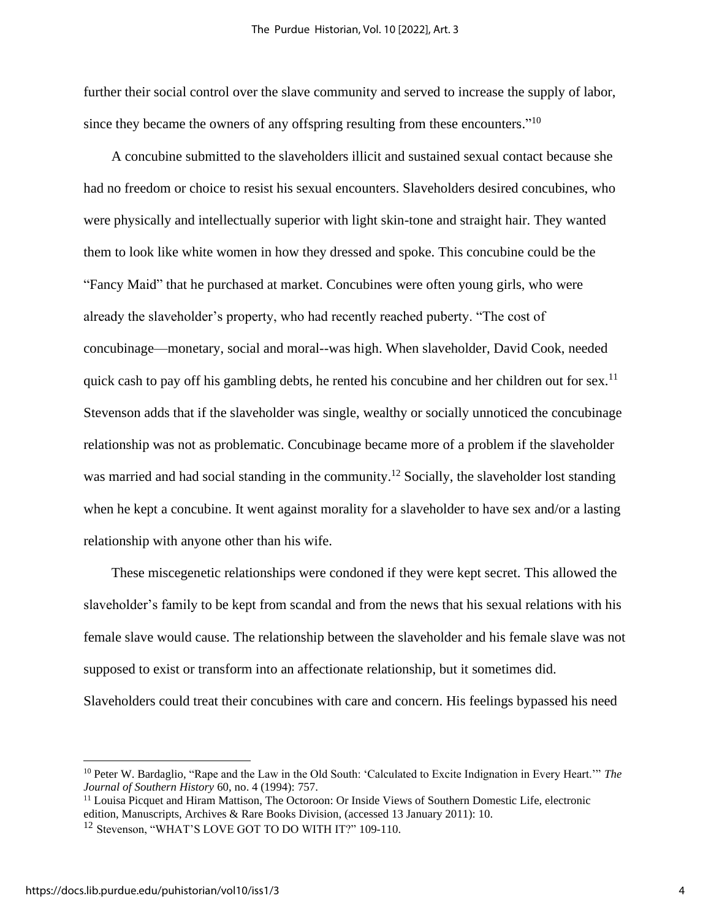further their social control over the slave community and served to increase the supply of labor, since they became the owners of any offspring resulting from these encounters."[10]

A concubine submitted to the slaveholders illicit and sustained sexual contact because she had no freedom or choice to resist his sexual encounters. Slaveholders desired concubines, who were physically and intellectually superior with light skin-tone and straight hair. They wanted them to look like white women in how they dressed and spoke. This concubine could be the "Fancy Maid" that he purchased at market. Concubines were often young girls, who were already the slaveholder's property, who had recently reached puberty. "The cost of concubinage—monetary, social and moral--was high. When slaveholder, David Cook, needed quick cash to pay off his gambling debts, he rented his concubine and her children out for sex.[11] Stevenson adds that if the slaveholder was single, wealthy or socially unnoticed the concubinage relationship was not as problematic. Concubinage became more of a problem if the slaveholder was married and had social standing in the community.[12] Socially, the slaveholder lost standing when he kept a concubine. It went against morality for a slaveholder to have sex and/or a lasting relationship with anyone other than his wife.

These miscegenetic relationships were condoned if they were kept secret. This allowed the slaveholder's family to be kept from scandal and from the news that his sexual relations with his female slave would cause. The relationship between the slaveholder and his female slave was not supposed to exist or transform into an affectionate relationship, but it sometimes did. Slaveholders could treat their concubines with care and concern. His feelings bypassed his need

---

[10] Peter W. Bardaglio, "Rape and the Law in the Old South: 'Calculated to Excite Indignation in Every Heart.'" *The Journal of Southern History* 60, no. 4 (1994): 757.

[11] Louisa Picquet and Hiram Mattison, The Octoroon: Or Inside Views of Southern Domestic Life, electronic edition, Manuscripts, Archives & Rare Books Division, (accessed 13 January 2011): 10.

[12] Stevenson, "WHAT'S LOVE GOT TO DO WITH IT?" 109-110.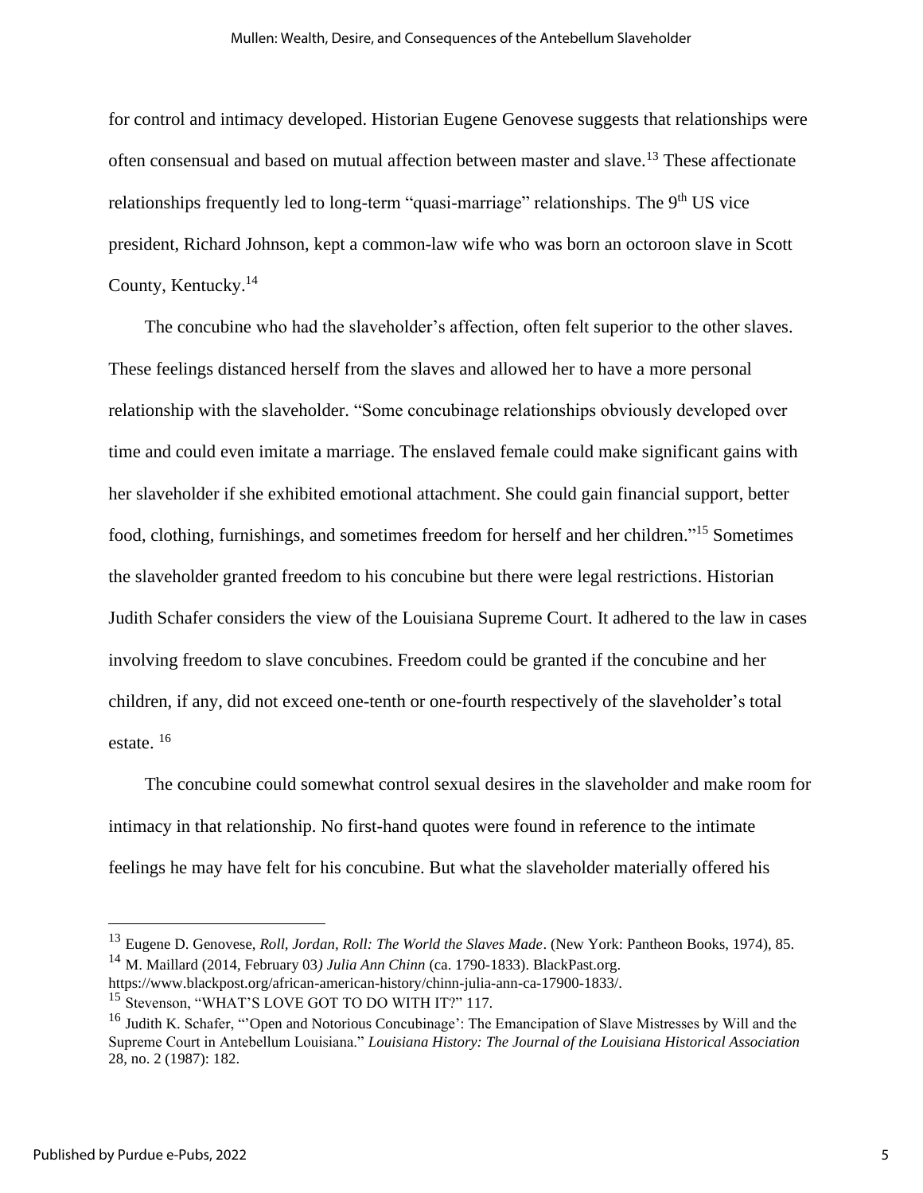for control and intimacy developed. Historian Eugene Genovese suggests that relationships were often consensual and based on mutual affection between master and slave.[13] These affectionate relationships frequently led to long-term "quasi-marriage" relationships. The 9th US vice president, Richard Johnson, kept a common-law wife who was born an octoroon slave in Scott County, Kentucky.[14]

The concubine who had the slaveholder's affection, often felt superior to the other slaves. These feelings distanced herself from the slaves and allowed her to have a more personal relationship with the slaveholder. "Some concubinage relationships obviously developed over time and could even imitate a marriage. The enslaved female could make significant gains with her slaveholder if she exhibited emotional attachment. She could gain financial support, better food, clothing, furnishings, and sometimes freedom for herself and her children."[15] Sometimes the slaveholder granted freedom to his concubine but there were legal restrictions. Historian Judith Schafer considers the view of the Louisiana Supreme Court. It adhered to the law in cases involving freedom to slave concubines. Freedom could be granted if the concubine and her children, if any, did not exceed one-tenth or one-fourth respectively of the slaveholder's total estate. [16]

The concubine could somewhat control sexual desires in the slaveholder and make room for intimacy in that relationship. No first-hand quotes were found in reference to the intimate feelings he may have felt for his concubine. But what the slaveholder materially offered his

---

[13] Eugene D. Genovese, *Roll, Jordan, Roll: The World the Slaves Made*. (New York: Pantheon Books, 1974), 85.

[14] M. Maillard (2014, February 03*) Julia Ann Chinn* (ca. 1790-1833). BlackPast.org. https://www.blackpost.org/african-american-history/chinn-julia-ann-ca-17900-1833/.

[15] Stevenson, "WHAT'S LOVE GOT TO DO WITH IT?" 117.

[16] Judith K. Schafer, "'Open and Notorious Concubinage': The Emancipation of Slave Mistresses by Will and the Supreme Court in Antebellum Louisiana." *Louisiana History: The Journal of the Louisiana Historical Association* 28, no. 2 (1987): 182.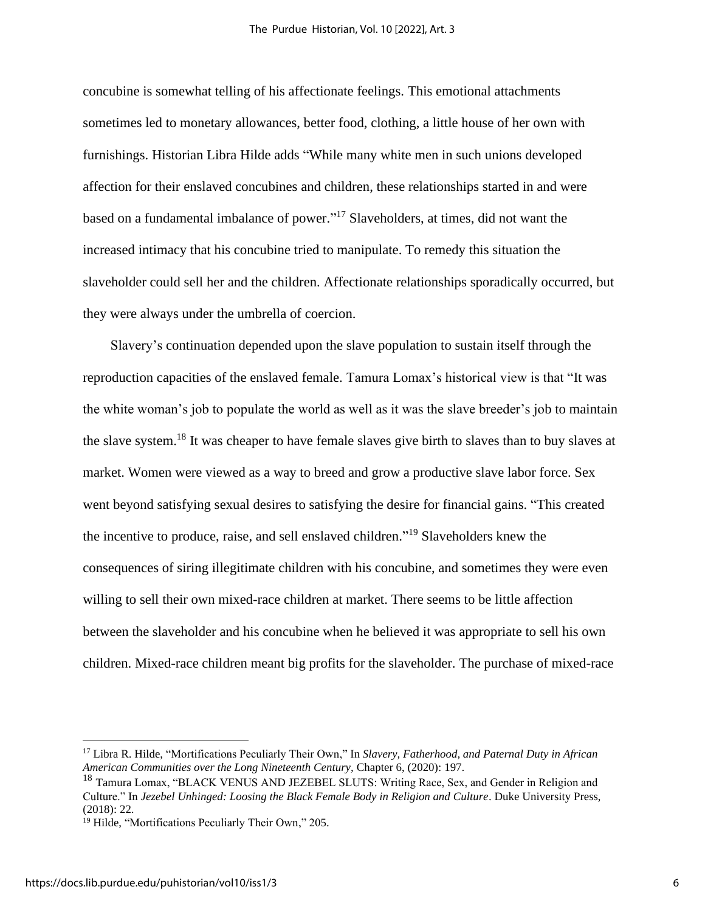concubine is somewhat telling of his affectionate feelings. This emotional attachments sometimes led to monetary allowances, better food, clothing, a little house of her own with furnishings. Historian Libra Hilde adds "While many white men in such unions developed affection for their enslaved concubines and children, these relationships started in and were based on a fundamental imbalance of power."[17] Slaveholders, at times, did not want the increased intimacy that his concubine tried to manipulate. To remedy this situation the slaveholder could sell her and the children. Affectionate relationships sporadically occurred, but they were always under the umbrella of coercion.

Slavery's continuation depended upon the slave population to sustain itself through the reproduction capacities of the enslaved female. Tamura Lomax's historical view is that "It was the white woman's job to populate the world as well as it was the slave breeder's job to maintain the slave system.[18] It was cheaper to have female slaves give birth to slaves than to buy slaves at market. Women were viewed as a way to breed and grow a productive slave labor force. Sex went beyond satisfying sexual desires to satisfying the desire for financial gains. "This created the incentive to produce, raise, and sell enslaved children."[19] Slaveholders knew the consequences of siring illegitimate children with his concubine, and sometimes they were even willing to sell their own mixed-race children at market. There seems to be little affection between the slaveholder and his concubine when he believed it was appropriate to sell his own children. Mixed-race children meant big profits for the slaveholder. The purchase of mixed-race

---

[17] Libra R. Hilde, "Mortifications Peculiarly Their Own," In *Slavery, Fatherhood, and Paternal Duty in African American Communities over the Long Nineteenth Century*, Chapter 6, (2020): 197.

[18] Tamura Lomax, "BLACK VENUS AND JEZEBEL SLUTS: Writing Race, Sex, and Gender in Religion and Culture." In *Jezebel Unhinged: Loosing the Black Female Body in Religion and Culture*. Duke University Press, (2018): 22.

[19] Hilde, "Mortifications Peculiarly Their Own," 205.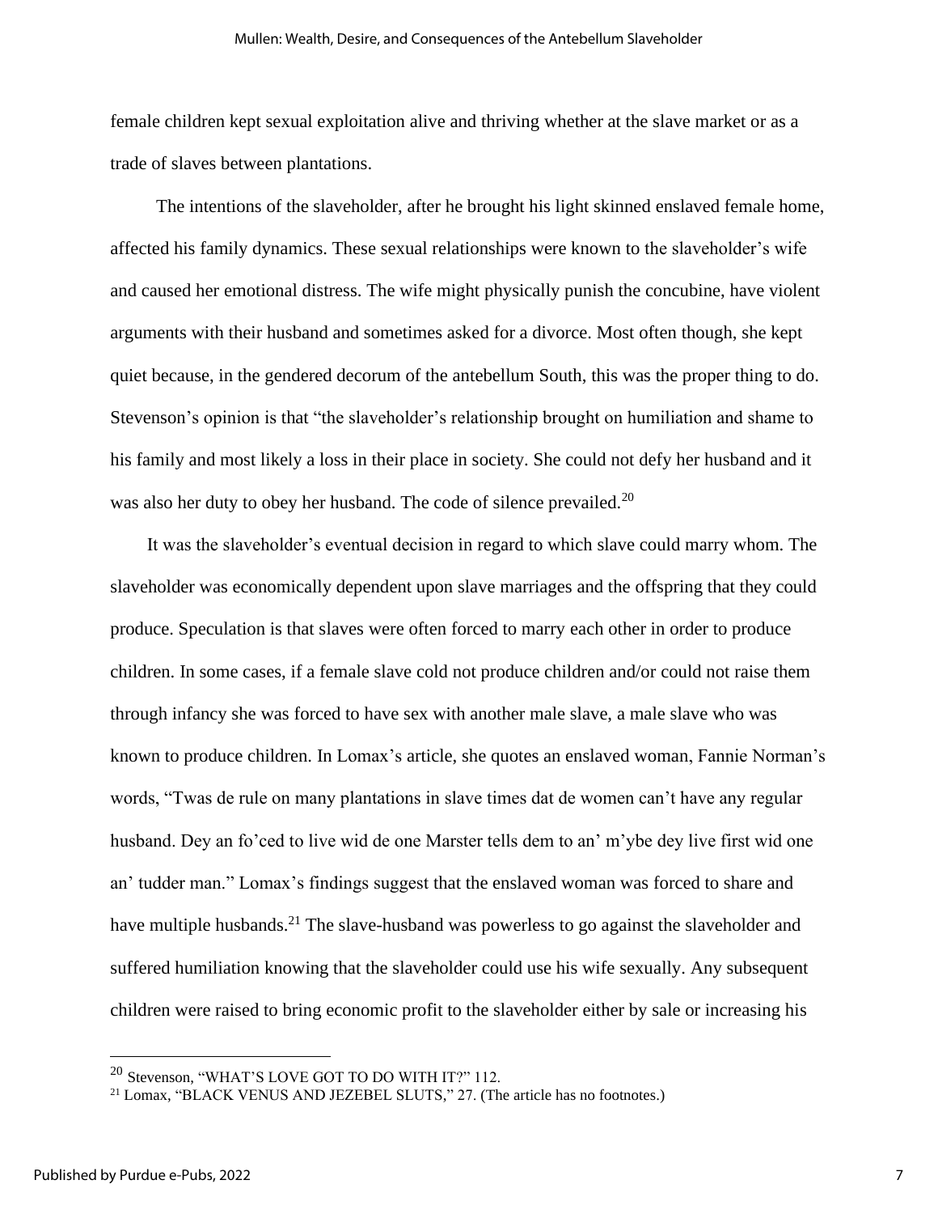female children kept sexual exploitation alive and thriving whether at the slave market or as a trade of slaves between plantations.

The intentions of the slaveholder, after he brought his light skinned enslaved female home, affected his family dynamics. These sexual relationships were known to the slaveholder's wife and caused her emotional distress. The wife might physically punish the concubine, have violent arguments with their husband and sometimes asked for a divorce. Most often though, she kept quiet because, in the gendered decorum of the antebellum South, this was the proper thing to do. Stevenson's opinion is that "the slaveholder's relationship brought on humiliation and shame to his family and most likely a loss in their place in society. She could not defy her husband and it was also her duty to obey her husband. The code of silence prevailed.[20]

It was the slaveholder's eventual decision in regard to which slave could marry whom. The slaveholder was economically dependent upon slave marriages and the offspring that they could produce. Speculation is that slaves were often forced to marry each other in order to produce children. In some cases, if a female slave cold not produce children and/or could not raise them through infancy she was forced to have sex with another male slave, a male slave who was known to produce children. In Lomax's article, she quotes an enslaved woman, Fannie Norman's words, "Twas de rule on many plantations in slave times dat de women can't have any regular husband. Dey an fo'ced to live wid de one Marster tells dem to an' m'ybe dey live first wid one an' tudder man." Lomax's findings suggest that the enslaved woman was forced to share and have multiple husbands.[21] The slave-husband was powerless to go against the slaveholder and suffered humiliation knowing that the slaveholder could use his wife sexually. Any subsequent children were raised to bring economic profit to the slaveholder either by sale or increasing his

---

[20] Stevenson, "WHAT'S LOVE GOT TO DO WITH IT?" 112.

[21] Lomax, "BLACK VENUS AND JEZEBEL SLUTS," 27. (The article has no footnotes.)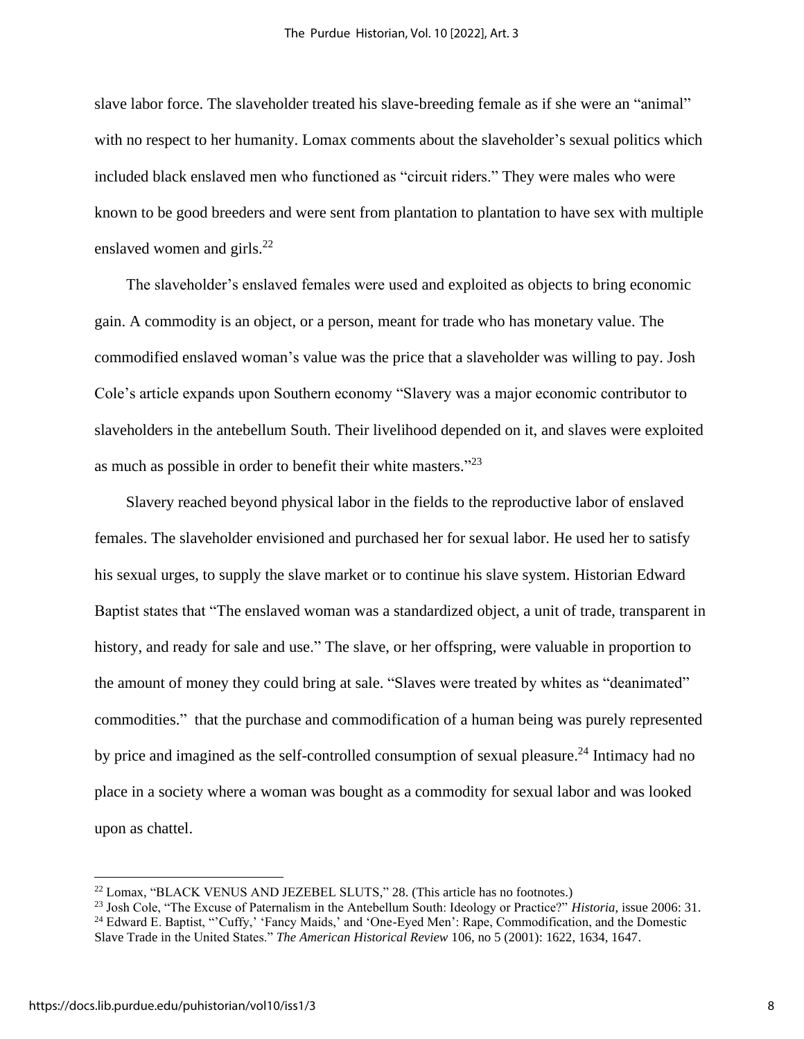slave labor force. The slaveholder treated his slave-breeding female as if she were an "animal" with no respect to her humanity. Lomax comments about the slaveholder's sexual politics which included black enslaved men who functioned as "circuit riders." They were males who were known to be good breeders and were sent from plantation to plantation to have sex with multiple enslaved women and girls.[22]

The slaveholder's enslaved females were used and exploited as objects to bring economic gain. A commodity is an object, or a person, meant for trade who has monetary value. The commodified enslaved woman's value was the price that a slaveholder was willing to pay. Josh Cole's article expands upon Southern economy "Slavery was a major economic contributor to slaveholders in the antebellum South. Their livelihood depended on it, and slaves were exploited as much as possible in order to benefit their white masters."[23]

Slavery reached beyond physical labor in the fields to the reproductive labor of enslaved females. The slaveholder envisioned and purchased her for sexual labor. He used her to satisfy his sexual urges, to supply the slave market or to continue his slave system. Historian Edward Baptist states that "The enslaved woman was a standardized object, a unit of trade, transparent in history, and ready for sale and use." The slave, or her offspring, were valuable in proportion to the amount of money they could bring at sale. "Slaves were treated by whites as "deanimated" commodities." that the purchase and commodification of a human being was purely represented by price and imagined as the self-controlled consumption of sexual pleasure.[24] Intimacy had no place in a society where a woman was bought as a commodity for sexual labor and was looked upon as chattel.

---

[22] Lomax, "BLACK VENUS AND JEZEBEL SLUTS," 28. (This article has no footnotes.)

[23] Josh Cole, "The Excuse of Paternalism in the Antebellum South: Ideology or Practice?" *Historia*, issue 2006: 31.

[24] Edward E. Baptist, "'Cuffy,' 'Fancy Maids,' and 'One-Eyed Men': Rape, Commodification, and the Domestic Slave Trade in the United States." *The American Historical Review* 106, no 5 (2001): 1622, 1634, 1647.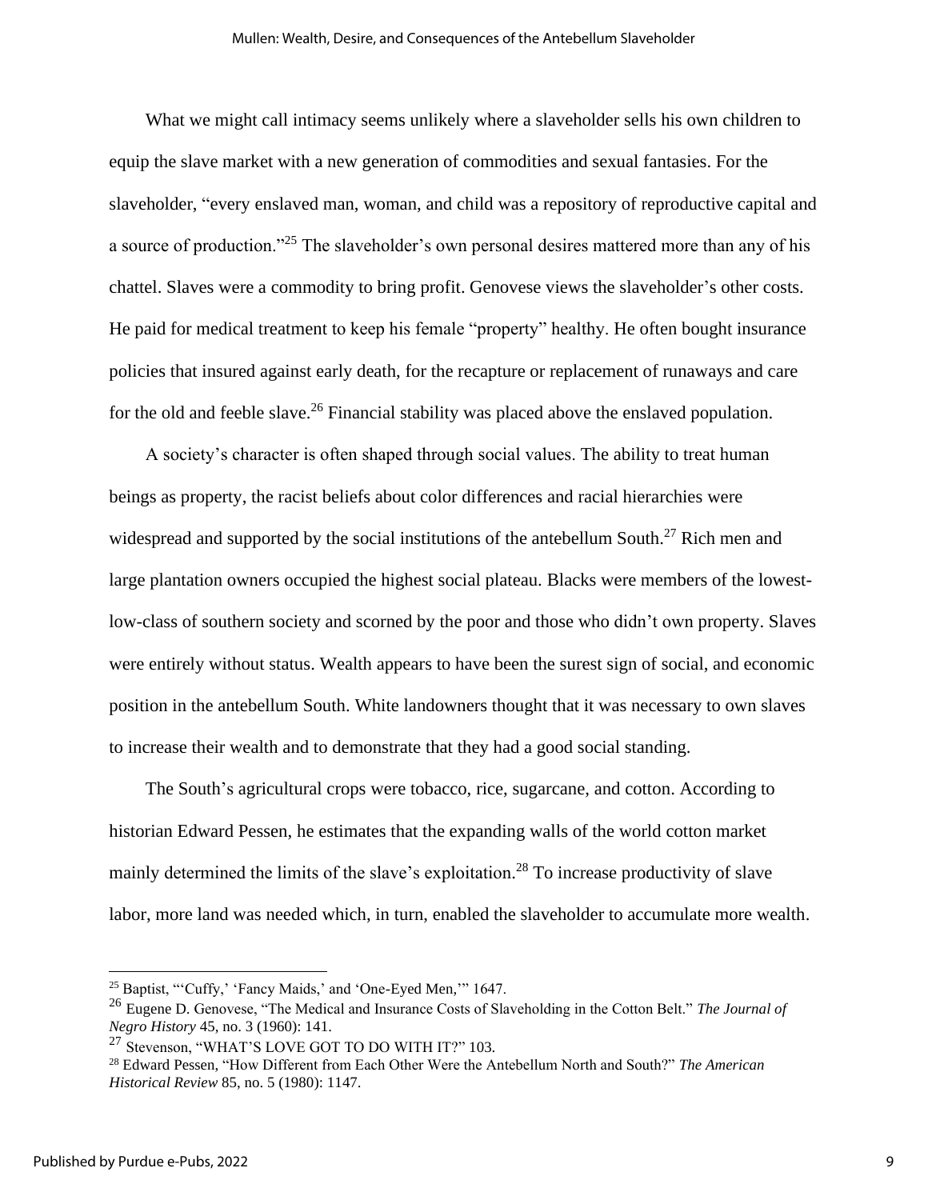What we might call intimacy seems unlikely where a slaveholder sells his own children to equip the slave market with a new generation of commodities and sexual fantasies. For the slaveholder, "every enslaved man, woman, and child was a repository of reproductive capital and a source of production."[25] The slaveholder's own personal desires mattered more than any of his chattel. Slaves were a commodity to bring profit. Genovese views the slaveholder's other costs. He paid for medical treatment to keep his female "property" healthy. He often bought insurance policies that insured against early death, for the recapture or replacement of runaways and care for the old and feeble slave.[26] Financial stability was placed above the enslaved population.

A society's character is often shaped through social values. The ability to treat human beings as property, the racist beliefs about color differences and racial hierarchies were widespread and supported by the social institutions of the antebellum South.[27] Rich men and large plantation owners occupied the highest social plateau. Blacks were members of the lowest-low-class of southern society and scorned by the poor and those who didn't own property. Slaves were entirely without status. Wealth appears to have been the surest sign of social, and economic position in the antebellum South. White landowners thought that it was necessary to own slaves to increase their wealth and to demonstrate that they had a good social standing.

The South's agricultural crops were tobacco, rice, sugarcane, and cotton. According to historian Edward Pessen, he estimates that the expanding walls of the world cotton market mainly determined the limits of the slave's exploitation.[28] To increase productivity of slave labor, more land was needed which, in turn, enabled the slaveholder to accumulate more wealth.

---

[25] Baptist, "'Cuffy,' 'Fancy Maids,' and 'One-Eyed Men,'" 1647.

[26] Eugene D. Genovese, "The Medical and Insurance Costs of Slaveholding in the Cotton Belt." *The Journal of Negro History* 45, no. 3 (1960): 141.

[27] Stevenson, "WHAT'S LOVE GOT TO DO WITH IT?" 103.

[28] Edward Pessen, "How Different from Each Other Were the Antebellum North and South?" *The American Historical Review* 85, no. 5 (1980): 1147.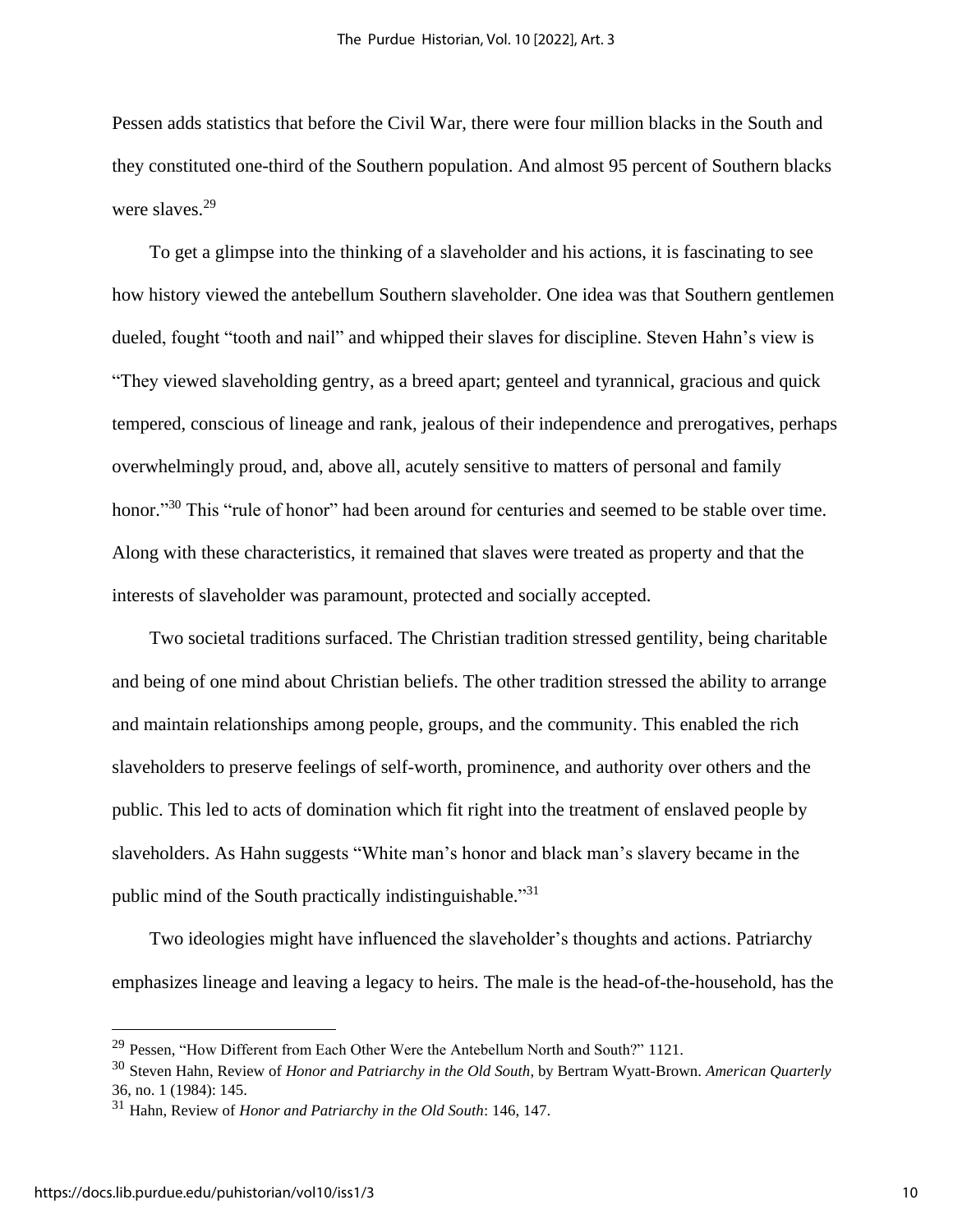Pessen adds statistics that before the Civil War, there were four million blacks in the South and they constituted one-third of the Southern population. And almost 95 percent of Southern blacks were slaves.[29]

To get a glimpse into the thinking of a slaveholder and his actions, it is fascinating to see how history viewed the antebellum Southern slaveholder. One idea was that Southern gentlemen dueled, fought "tooth and nail" and whipped their slaves for discipline. Steven Hahn's view is "They viewed slaveholding gentry, as a breed apart; genteel and tyrannical, gracious and quick tempered, conscious of lineage and rank, jealous of their independence and prerogatives, perhaps overwhelmingly proud, and, above all, acutely sensitive to matters of personal and family honor."[30] This "rule of honor" had been around for centuries and seemed to be stable over time. Along with these characteristics, it remained that slaves were treated as property and that the interests of slaveholder was paramount, protected and socially accepted.

Two societal traditions surfaced. The Christian tradition stressed gentility, being charitable and being of one mind about Christian beliefs. The other tradition stressed the ability to arrange and maintain relationships among people, groups, and the community. This enabled the rich slaveholders to preserve feelings of self-worth, prominence, and authority over others and the public. This led to acts of domination which fit right into the treatment of enslaved people by slaveholders. As Hahn suggests "White man's honor and black man's slavery became in the public mind of the South practically indistinguishable."[31]

Two ideologies might have influenced the slaveholder's thoughts and actions. Patriarchy emphasizes lineage and leaving a legacy to heirs. The male is the head-of-the-household, has the

---

[29] Pessen, "How Different from Each Other Were the Antebellum North and South?" 1121.

[30] Steven Hahn, Review of *Honor and Patriarchy in the Old South*, by Bertram Wyatt-Brown. *American Quarterly* 36, no. 1 (1984): 145.

[31] Hahn, Review of *Honor and Patriarchy in the Old South*: 146, 147.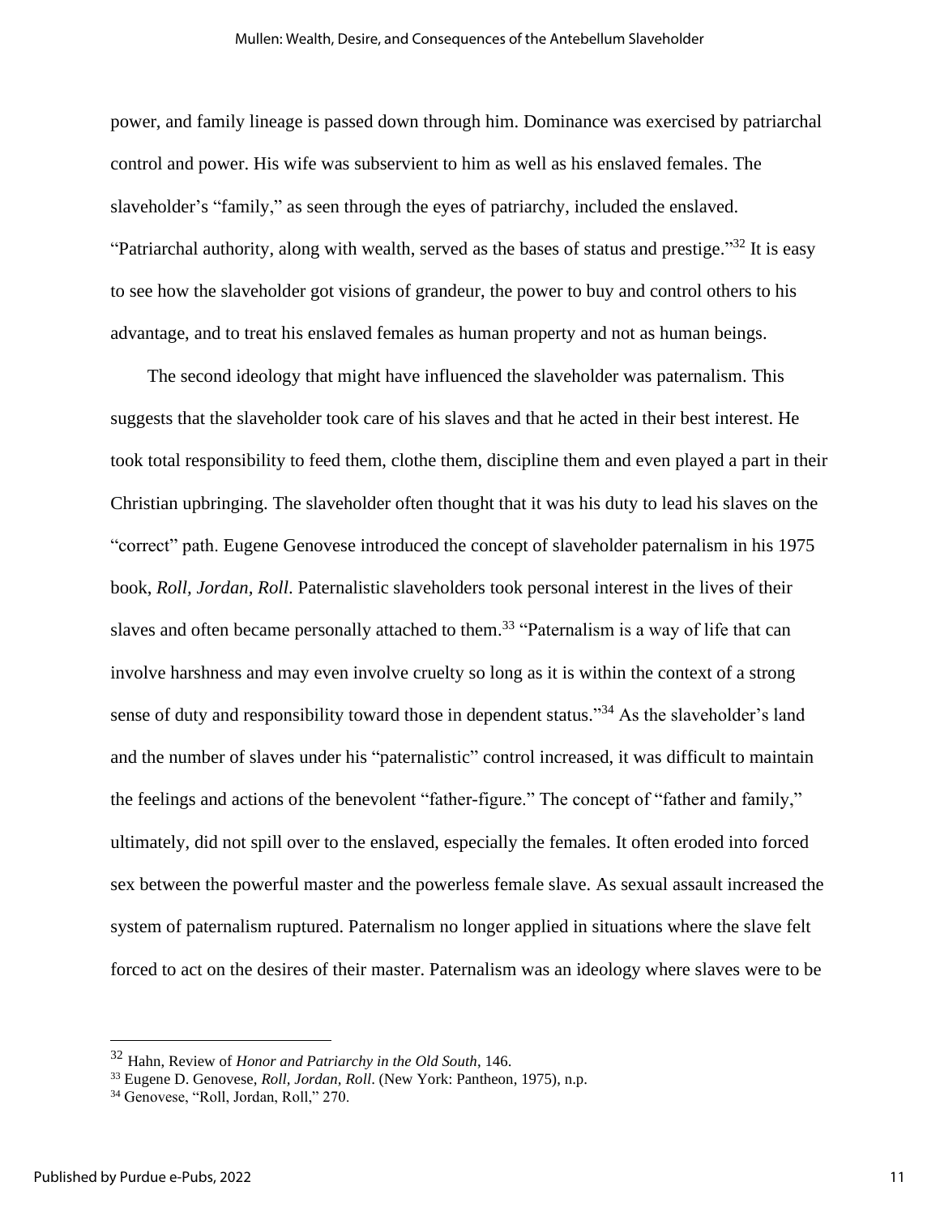power, and family lineage is passed down through him. Dominance was exercised by patriarchal control and power. His wife was subservient to him as well as his enslaved females. The slaveholder's "family," as seen through the eyes of patriarchy, included the enslaved. "Patriarchal authority, along with wealth, served as the bases of status and prestige."[32] It is easy to see how the slaveholder got visions of grandeur, the power to buy and control others to his advantage, and to treat his enslaved females as human property and not as human beings.

The second ideology that might have influenced the slaveholder was paternalism. This suggests that the slaveholder took care of his slaves and that he acted in their best interest. He took total responsibility to feed them, clothe them, discipline them and even played a part in their Christian upbringing. The slaveholder often thought that it was his duty to lead his slaves on the "correct" path. Eugene Genovese introduced the concept of slaveholder paternalism in his 1975 book, *Roll, Jordan, Roll*. Paternalistic slaveholders took personal interest in the lives of their slaves and often became personally attached to them.[33] "Paternalism is a way of life that can involve harshness and may even involve cruelty so long as it is within the context of a strong sense of duty and responsibility toward those in dependent status."[34] As the slaveholder's land and the number of slaves under his "paternalistic" control increased, it was difficult to maintain the feelings and actions of the benevolent "father-figure." The concept of "father and family," ultimately, did not spill over to the enslaved, especially the females. It often eroded into forced sex between the powerful master and the powerless female slave. As sexual assault increased the system of paternalism ruptured. Paternalism no longer applied in situations where the slave felt forced to act on the desires of their master. Paternalism was an ideology where slaves were to be

---

[32] Hahn, Review of *Honor and Patriarchy in the Old South*, 146.

[33] Eugene D. Genovese, *Roll, Jordan, Roll*. (New York: Pantheon, 1975), n.p.

[34] Genovese, "Roll, Jordan, Roll," 270.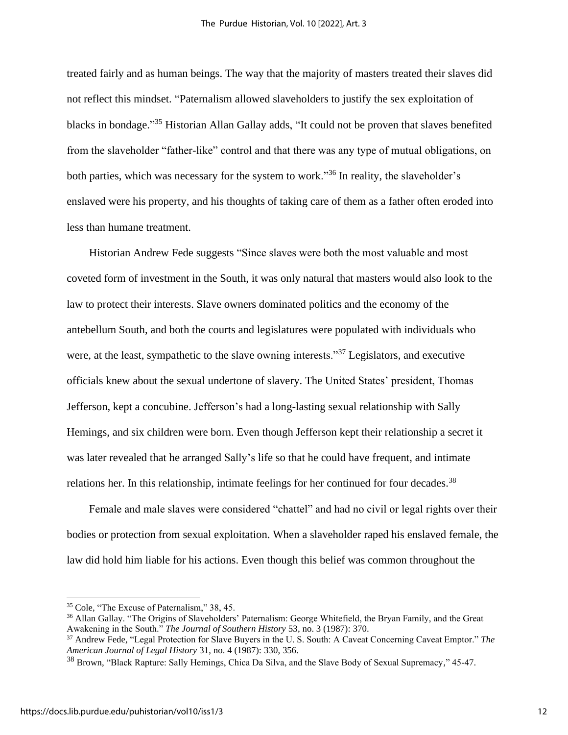treated fairly and as human beings. The way that the majority of masters treated their slaves did not reflect this mindset. "Paternalism allowed slaveholders to justify the sex exploitation of blacks in bondage."[35] Historian Allan Gallay adds, "It could not be proven that slaves benefited from the slaveholder "father-like" control and that there was any type of mutual obligations, on both parties, which was necessary for the system to work."[36] In reality, the slaveholder's enslaved were his property, and his thoughts of taking care of them as a father often eroded into less than humane treatment.

Historian Andrew Fede suggests "Since slaves were both the most valuable and most coveted form of investment in the South, it was only natural that masters would also look to the law to protect their interests. Slave owners dominated politics and the economy of the antebellum South, and both the courts and legislatures were populated with individuals who were, at the least, sympathetic to the slave owning interests."[37] Legislators, and executive officials knew about the sexual undertone of slavery. The United States' president, Thomas Jefferson, kept a concubine. Jefferson's had a long-lasting sexual relationship with Sally Hemings, and six children were born. Even though Jefferson kept their relationship a secret it was later revealed that he arranged Sally's life so that he could have frequent, and intimate relations her. In this relationship, intimate feelings for her continued for four decades.[38]

Female and male slaves were considered "chattel" and had no civil or legal rights over their bodies or protection from sexual exploitation. When a slaveholder raped his enslaved female, the law did hold him liable for his actions. Even though this belief was common throughout the

---

[35] Cole, "The Excuse of Paternalism," 38, 45.

[36] Allan Gallay. "The Origins of Slaveholders' Paternalism: George Whitefield, the Bryan Family, and the Great Awakening in the South." *The Journal of Southern History* 53, no. 3 (1987): 370.

[37] Andrew Fede, "Legal Protection for Slave Buyers in the U. S. South: A Caveat Concerning Caveat Emptor." *The American Journal of Legal History* 31, no. 4 (1987): 330, 356.

[38] Brown, "Black Rapture: Sally Hemings, Chica Da Silva, and the Slave Body of Sexual Supremacy," 45-47.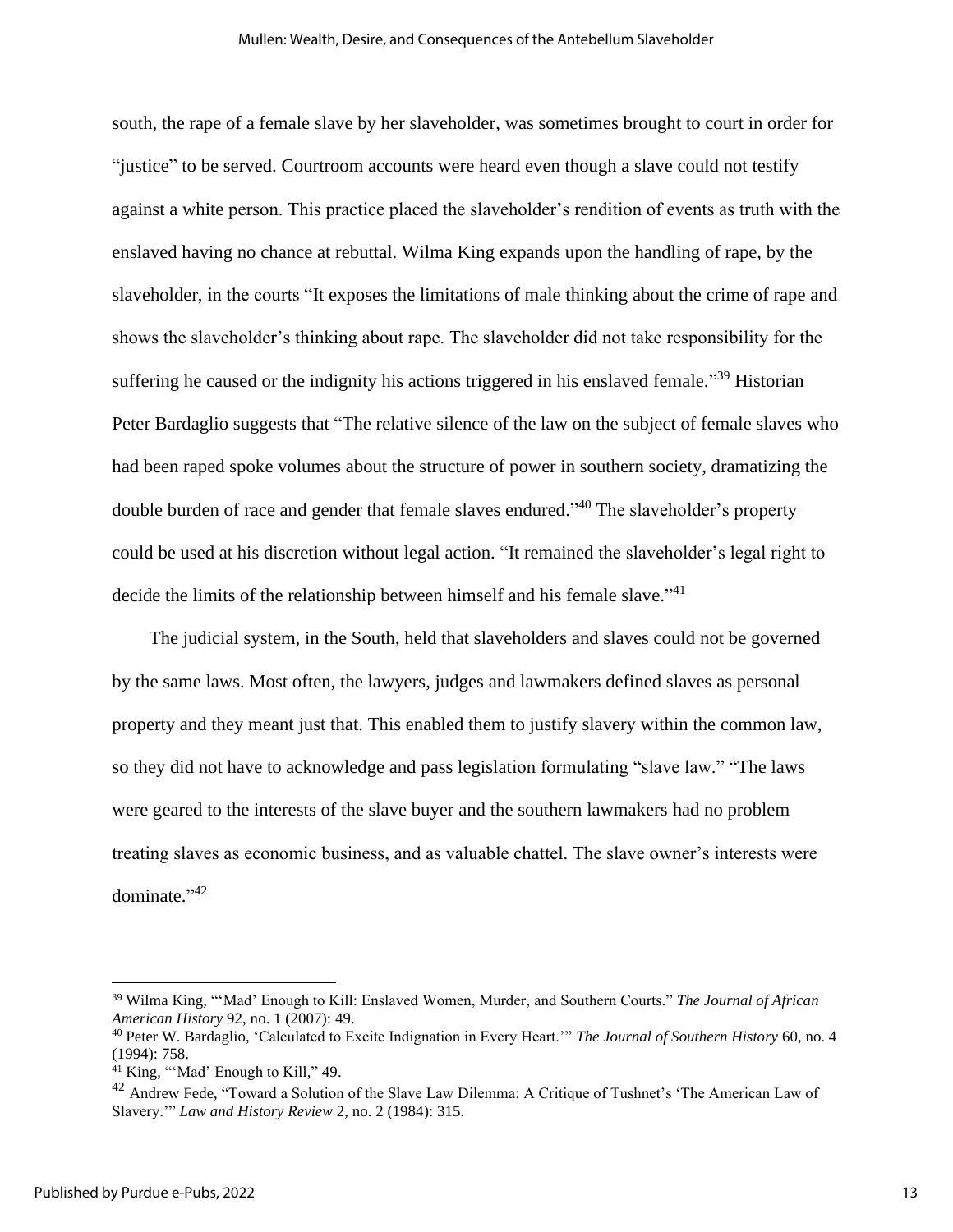south, the rape of a female slave by her slaveholder, was sometimes brought to court in order for "justice" to be served. Courtroom accounts were heard even though a slave could not testify against a white person. This practice placed the slaveholder's rendition of events as truth with the enslaved having no chance at rebuttal. Wilma King expands upon the handling of rape, by the slaveholder, in the courts "It exposes the limitations of male thinking about the crime of rape and shows the slaveholder's thinking about rape. The slaveholder did not take responsibility for the suffering he caused or the indignity his actions triggered in his enslaved female."[39] Historian Peter Bardaglio suggests that "The relative silence of the law on the subject of female slaves who had been raped spoke volumes about the structure of power in southern society, dramatizing the double burden of race and gender that female slaves endured."[40] The slaveholder's property could be used at his discretion without legal action. "It remained the slaveholder's legal right to decide the limits of the relationship between himself and his female slave."[41]

The judicial system, in the South, held that slaveholders and slaves could not be governed by the same laws. Most often, the lawyers, judges and lawmakers defined slaves as personal property and they meant just that. This enabled them to justify slavery within the common law, so they did not have to acknowledge and pass legislation formulating "slave law." "The laws were geared to the interests of the slave buyer and the southern lawmakers had no problem treating slaves as economic business, and as valuable chattel. The slave owner's interests were dominate."[42]

---

[39] Wilma King, "'Mad' Enough to Kill: Enslaved Women, Murder, and Southern Courts." *The Journal of African American History* 92, no. 1 (2007): 49.

[40] Peter W. Bardaglio, 'Calculated to Excite Indignation in Every Heart.'" *The Journal of Southern History* 60, no. 4 (1994): 758.

[41] King, "'Mad' Enough to Kill," 49.

[42] Andrew Fede, "Toward a Solution of the Slave Law Dilemma: A Critique of Tushnet's 'The American Law of Slavery.'" *Law and History Review* 2, no. 2 (1984): 315.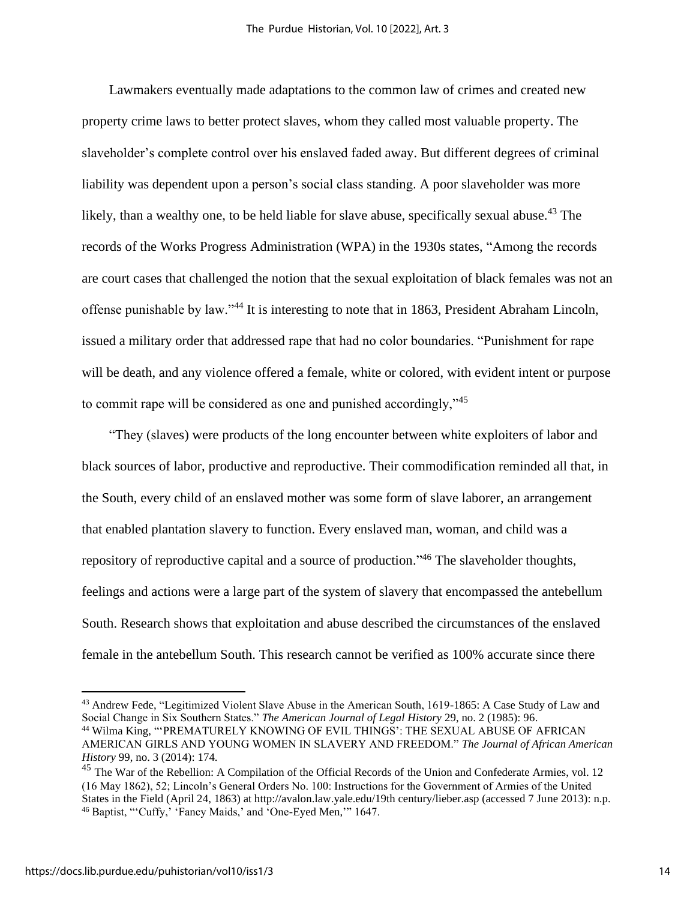Lawmakers eventually made adaptations to the common law of crimes and created new property crime laws to better protect slaves, whom they called most valuable property. The slaveholder's complete control over his enslaved faded away. But different degrees of criminal liability was dependent upon a person's social class standing. A poor slaveholder was more likely, than a wealthy one, to be held liable for slave abuse, specifically sexual abuse.[43] The records of the Works Progress Administration (WPA) in the 1930s states, "Among the records are court cases that challenged the notion that the sexual exploitation of black females was not an offense punishable by law."[44] It is interesting to note that in 1863, President Abraham Lincoln, issued a military order that addressed rape that had no color boundaries. "Punishment for rape will be death, and any violence offered a female, white or colored, with evident intent or purpose to commit rape will be considered as one and punished accordingly,"[45]

"They (slaves) were products of the long encounter between white exploiters of labor and black sources of labor, productive and reproductive. Their commodification reminded all that, in the South, every child of an enslaved mother was some form of slave laborer, an arrangement that enabled plantation slavery to function. Every enslaved man, woman, and child was a repository of reproductive capital and a source of production."[46] The slaveholder thoughts, feelings and actions were a large part of the system of slavery that encompassed the antebellum South. Research shows that exploitation and abuse described the circumstances of the enslaved female in the antebellum South. This research cannot be verified as 100% accurate since there

---

[43] Andrew Fede, "Legitimized Violent Slave Abuse in the American South, 1619-1865: A Case Study of Law and Social Change in Six Southern States." *The American Journal of Legal History* 29, no. 2 (1985): 96.

[44] Wilma King, "'PREMATURELY KNOWING OF EVIL THINGS': THE SEXUAL ABUSE OF AFRICAN AMERICAN GIRLS AND YOUNG WOMEN IN SLAVERY AND FREEDOM." *The Journal of African American History* 99, no. 3 (2014): 174.

[45] The War of the Rebellion: A Compilation of the Official Records of the Union and Confederate Armies, vol. 12 (16 May 1862), 52; Lincoln's General Orders No. 100: Instructions for the Government of Armies of the United States in the Field (April 24, 1863) at http://avalon.law.yale.edu/19th century/lieber.asp (accessed 7 June 2013): n.p.

[46] Baptist, "'Cuffy,' 'Fancy Maids,' and 'One-Eyed Men,'" 1647.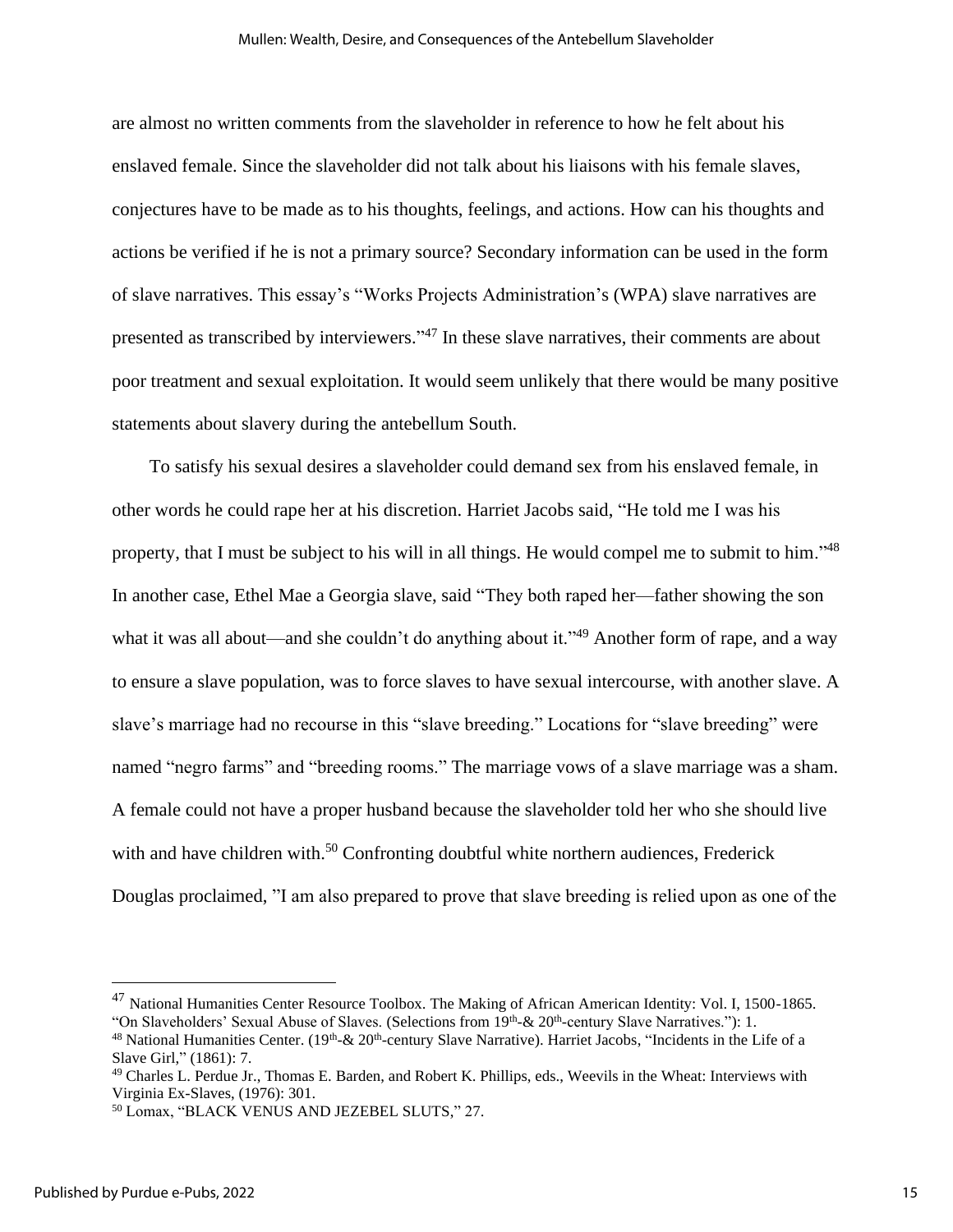are almost no written comments from the slaveholder in reference to how he felt about his enslaved female. Since the slaveholder did not talk about his liaisons with his female slaves, conjectures have to be made as to his thoughts, feelings, and actions. How can his thoughts and actions be verified if he is not a primary source? Secondary information can be used in the form of slave narratives. This essay's "Works Projects Administration's (WPA) slave narratives are presented as transcribed by interviewers."[47] In these slave narratives, their comments are about poor treatment and sexual exploitation. It would seem unlikely that there would be many positive statements about slavery during the antebellum South.

To satisfy his sexual desires a slaveholder could demand sex from his enslaved female, in other words he could rape her at his discretion. Harriet Jacobs said, "He told me I was his property, that I must be subject to his will in all things. He would compel me to submit to him."[48] In another case, Ethel Mae a Georgia slave, said "They both raped her—father showing the son what it was all about—and she couldn't do anything about it."[49] Another form of rape, and a way to ensure a slave population, was to force slaves to have sexual intercourse, with another slave. A slave's marriage had no recourse in this "slave breeding." Locations for "slave breeding" were named "negro farms" and "breeding rooms." The marriage vows of a slave marriage was a sham. A female could not have a proper husband because the slaveholder told her who she should live with and have children with.[50] Confronting doubtful white northern audiences, Frederick Douglas proclaimed, "I am also prepared to prove that slave breeding is relied upon as one of the

---

[47] National Humanities Center Resource Toolbox. The Making of African American Identity: Vol. I, 1500-1865. "On Slaveholders' Sexual Abuse of Slaves. (Selections from 19th-& 20th-century Slave Narratives."): 1.

[48] National Humanities Center. (19th-& 20th-century Slave Narrative). Harriet Jacobs, "Incidents in the Life of a Slave Girl," (1861): 7.

[49] Charles L. Perdue Jr., Thomas E. Barden, and Robert K. Phillips, eds., Weevils in the Wheat: Interviews with Virginia Ex-Slaves, (1976): 301.

[50] Lomax, "BLACK VENUS AND JEZEBEL SLUTS," 27.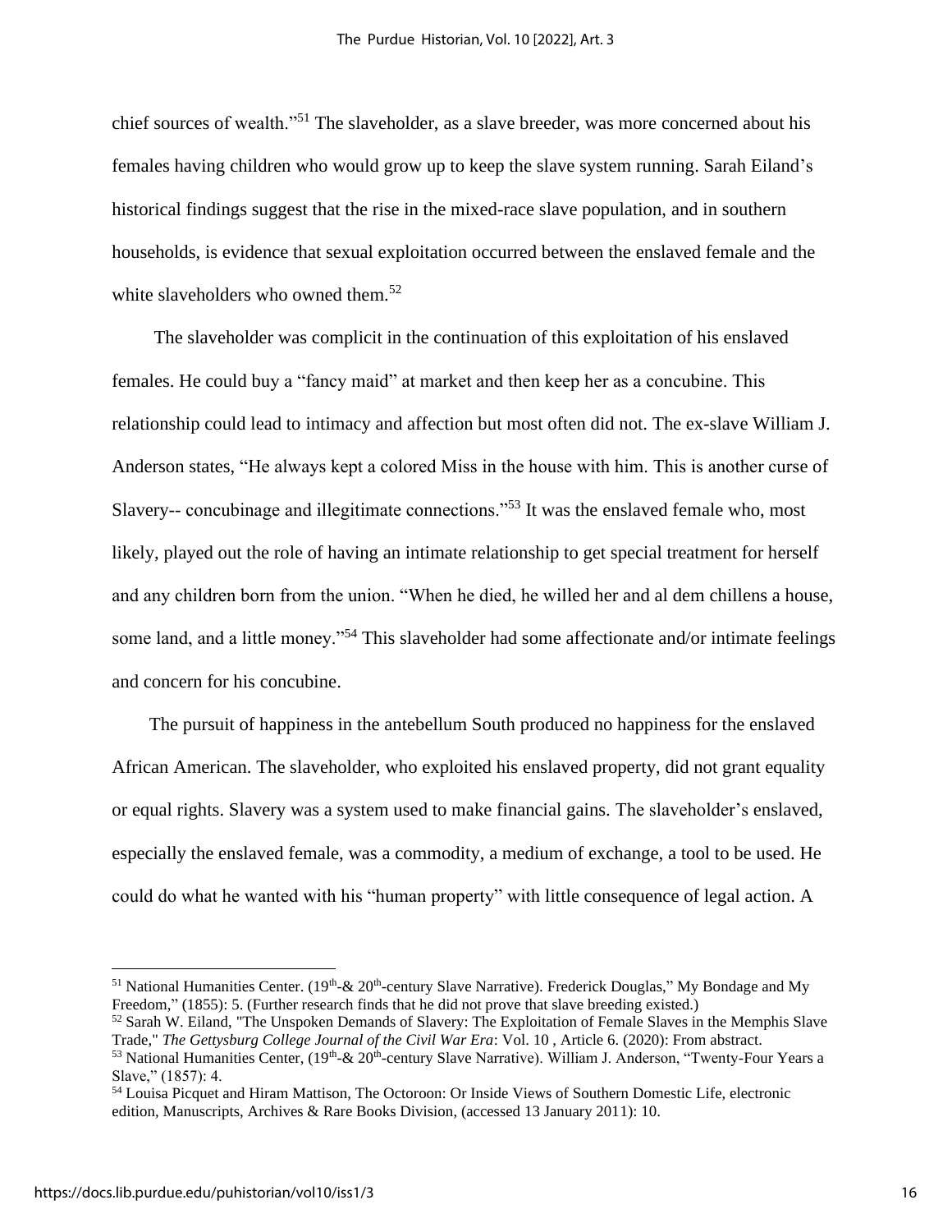chief sources of wealth."[51] The slaveholder, as a slave breeder, was more concerned about his females having children who would grow up to keep the slave system running. Sarah Eiland's historical findings suggest that the rise in the mixed-race slave population, and in southern households, is evidence that sexual exploitation occurred between the enslaved female and the white slaveholders who owned them.[52]

The slaveholder was complicit in the continuation of this exploitation of his enslaved females. He could buy a "fancy maid" at market and then keep her as a concubine. This relationship could lead to intimacy and affection but most often did not. The ex-slave William J. Anderson states, "He always kept a colored Miss in the house with him. This is another curse of Slavery-- concubinage and illegitimate connections."[53] It was the enslaved female who, most likely, played out the role of having an intimate relationship to get special treatment for herself and any children born from the union. "When he died, he willed her and al dem chillens a house, some land, and a little money."[54] This slaveholder had some affectionate and/or intimate feelings and concern for his concubine.

The pursuit of happiness in the antebellum South produced no happiness for the enslaved African American. The slaveholder, who exploited his enslaved property, did not grant equality or equal rights. Slavery was a system used to make financial gains. The slaveholder's enslaved, especially the enslaved female, was a commodity, a medium of exchange, a tool to be used. He could do what he wanted with his "human property" with little consequence of legal action. A

---

[51] National Humanities Center. (19th-& 20th-century Slave Narrative). Frederick Douglas," My Bondage and My Freedom," (1855): 5. (Further research finds that he did not prove that slave breeding existed.)

[52] Sarah W. Eiland, "The Unspoken Demands of Slavery: The Exploitation of Female Slaves in the Memphis Slave Trade," *The Gettysburg College Journal of the Civil War Era*: Vol. 10 , Article 6. (2020): From abstract.

[53] National Humanities Center, (19th-& 20th-century Slave Narrative). William J. Anderson, "Twenty-Four Years a Slave," (1857): 4.

[54] Louisa Picquet and Hiram Mattison, The Octoroon: Or Inside Views of Southern Domestic Life, electronic edition, Manuscripts, Archives & Rare Books Division, (accessed 13 January 2011): 10.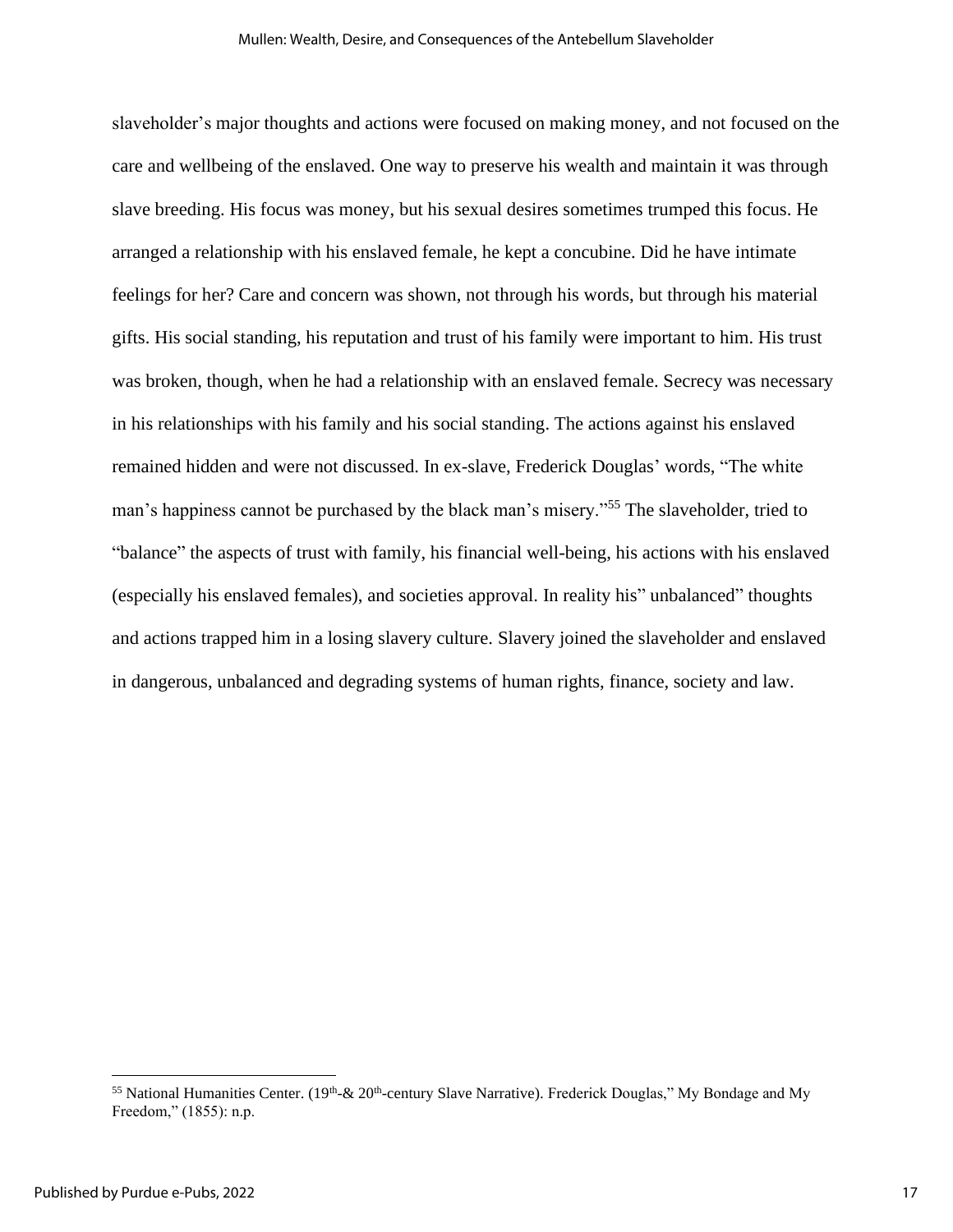slaveholder's major thoughts and actions were focused on making money, and not focused on the care and wellbeing of the enslaved. One way to preserve his wealth and maintain it was through slave breeding. His focus was money, but his sexual desires sometimes trumped this focus. He arranged a relationship with his enslaved female, he kept a concubine. Did he have intimate feelings for her? Care and concern was shown, not through his words, but through his material gifts. His social standing, his reputation and trust of his family were important to him. His trust was broken, though, when he had a relationship with an enslaved female. Secrecy was necessary in his relationships with his family and his social standing. The actions against his enslaved remained hidden and were not discussed. In ex-slave, Frederick Douglas' words, "The white man's happiness cannot be purchased by the black man's misery."[55] The slaveholder, tried to "balance" the aspects of trust with family, his financial well-being, his actions with his enslaved (especially his enslaved females), and societies approval. In reality his" unbalanced" thoughts and actions trapped him in a losing slavery culture. Slavery joined the slaveholder and enslaved in dangerous, unbalanced and degrading systems of human rights, finance, society and law.

---

[55] National Humanities Center. (19th-& 20th-century Slave Narrative). Frederick Douglas," My Bondage and My Freedom," (1855): n.p.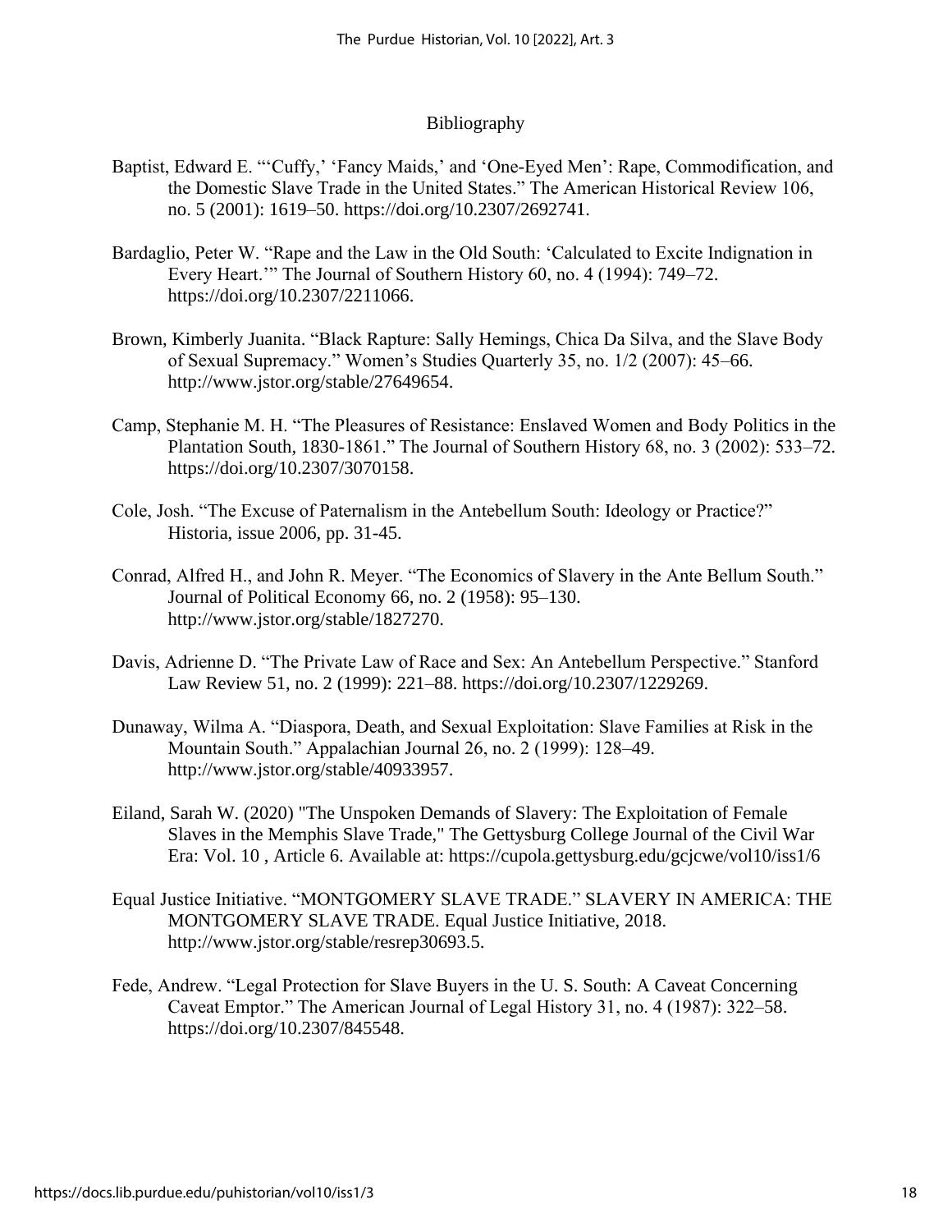# Bibliography

Baptist, Edward E. "'Cuffy,' 'Fancy Maids,' and 'One-Eyed Men': Rape, Commodification, and the Domestic Slave Trade in the United States." The American Historical Review 106, no. 5 (2001): 1619–50. https://doi.org/10.2307/2692741.

Bardaglio, Peter W. "Rape and the Law in the Old South: 'Calculated to Excite Indignation in Every Heart.'" The Journal of Southern History 60, no. 4 (1994): 749–72. https://doi.org/10.2307/2211066.

Brown, Kimberly Juanita. "Black Rapture: Sally Hemings, Chica Da Silva, and the Slave Body of Sexual Supremacy." Women's Studies Quarterly 35, no. 1/2 (2007): 45–66. http://www.jstor.org/stable/27649654.

Camp, Stephanie M. H. "The Pleasures of Resistance: Enslaved Women and Body Politics in the Plantation South, 1830-1861." The Journal of Southern History 68, no. 3 (2002): 533–72. https://doi.org/10.2307/3070158.

Cole, Josh. "The Excuse of Paternalism in the Antebellum South: Ideology or Practice?" Historia, issue 2006, pp. 31-45.

Conrad, Alfred H., and John R. Meyer. "The Economics of Slavery in the Ante Bellum South." Journal of Political Economy 66, no. 2 (1958): 95–130. http://www.jstor.org/stable/1827270.

Davis, Adrienne D. "The Private Law of Race and Sex: An Antebellum Perspective." Stanford Law Review 51, no. 2 (1999): 221–88. https://doi.org/10.2307/1229269.

Dunaway, Wilma A. "Diaspora, Death, and Sexual Exploitation: Slave Families at Risk in the Mountain South." Appalachian Journal 26, no. 2 (1999): 128–49. http://www.jstor.org/stable/40933957.

Eiland, Sarah W. (2020) "The Unspoken Demands of Slavery: The Exploitation of Female Slaves in the Memphis Slave Trade," The Gettysburg College Journal of the Civil War Era: Vol. 10 , Article 6. Available at: https://cupola.gettysburg.edu/gcjcwe/vol10/iss1/6

Equal Justice Initiative. "MONTGOMERY SLAVE TRADE." SLAVERY IN AMERICA: THE MONTGOMERY SLAVE TRADE. Equal Justice Initiative, 2018. http://www.jstor.org/stable/resrep30693.5.

Fede, Andrew. "Legal Protection for Slave Buyers in the U. S. South: A Caveat Concerning Caveat Emptor." The American Journal of Legal History 31, no. 4 (1987): 322–58. https://doi.org/10.2307/845548.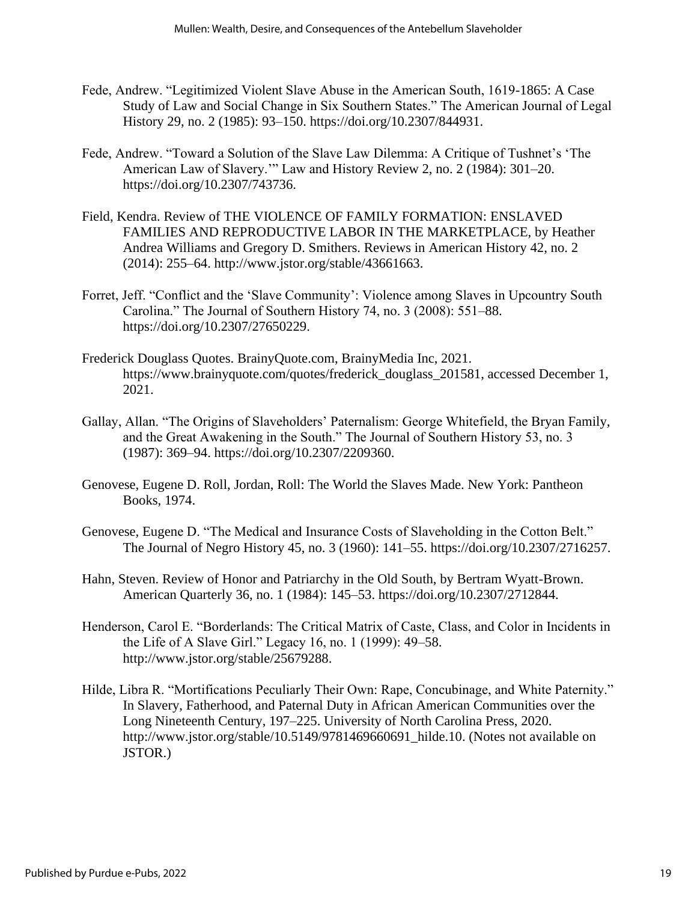Fede, Andrew. “Legitimized Violent Slave Abuse in the American South, 1619-1865: A Case Study of Law and Social Change in Six Southern States.” The American Journal of Legal History 29, no. 2 (1985): 93–150. https://doi.org/10.2307/844931.

Fede, Andrew. “Toward a Solution of the Slave Law Dilemma: A Critique of Tushnet’s ‘The American Law of Slavery.’” Law and History Review 2, no. 2 (1984): 301–20. https://doi.org/10.2307/743736.

Field, Kendra. Review of THE VIOLENCE OF FAMILY FORMATION: ENSLAVED FAMILIES AND REPRODUCTIVE LABOR IN THE MARKETPLACE, by Heather Andrea Williams and Gregory D. Smithers. Reviews in American History 42, no. 2 (2014): 255–64. http://www.jstor.org/stable/43661663.

Forret, Jeff. “Conflict and the ‘Slave Community’: Violence among Slaves in Upcountry South Carolina.” The Journal of Southern History 74, no. 3 (2008): 551–88. https://doi.org/10.2307/27650229.

Frederick Douglass Quotes. BrainyQuote.com, BrainyMedia Inc, 2021. https://www.brainyquote.com/quotes/frederick_douglass_201581, accessed December 1, 2021.

Gallay, Allan. “The Origins of Slaveholders’ Paternalism: George Whitefield, the Bryan Family, and the Great Awakening in the South.” The Journal of Southern History 53, no. 3 (1987): 369–94. https://doi.org/10.2307/2209360.

Genovese, Eugene D. Roll, Jordan, Roll: The World the Slaves Made. New York: Pantheon Books, 1974.

Genovese, Eugene D. “The Medical and Insurance Costs of Slaveholding in the Cotton Belt.” The Journal of Negro History 45, no. 3 (1960): 141–55. https://doi.org/10.2307/2716257.

Hahn, Steven. Review of Honor and Patriarchy in the Old South, by Bertram Wyatt-Brown. American Quarterly 36, no. 1 (1984): 145–53. https://doi.org/10.2307/2712844.

Henderson, Carol E. “Borderlands: The Critical Matrix of Caste, Class, and Color in Incidents in the Life of A Slave Girl.” Legacy 16, no. 1 (1999): 49–58. http://www.jstor.org/stable/25679288.

Hilde, Libra R. “Mortifications Peculiarly Their Own: Rape, Concubinage, and White Paternity.” In Slavery, Fatherhood, and Paternal Duty in African American Communities over the Long Nineteenth Century, 197–225. University of North Carolina Press, 2020. http://www.jstor.org/stable/10.5149/9781469660691_hilde.10. (Notes not available on JSTOR.)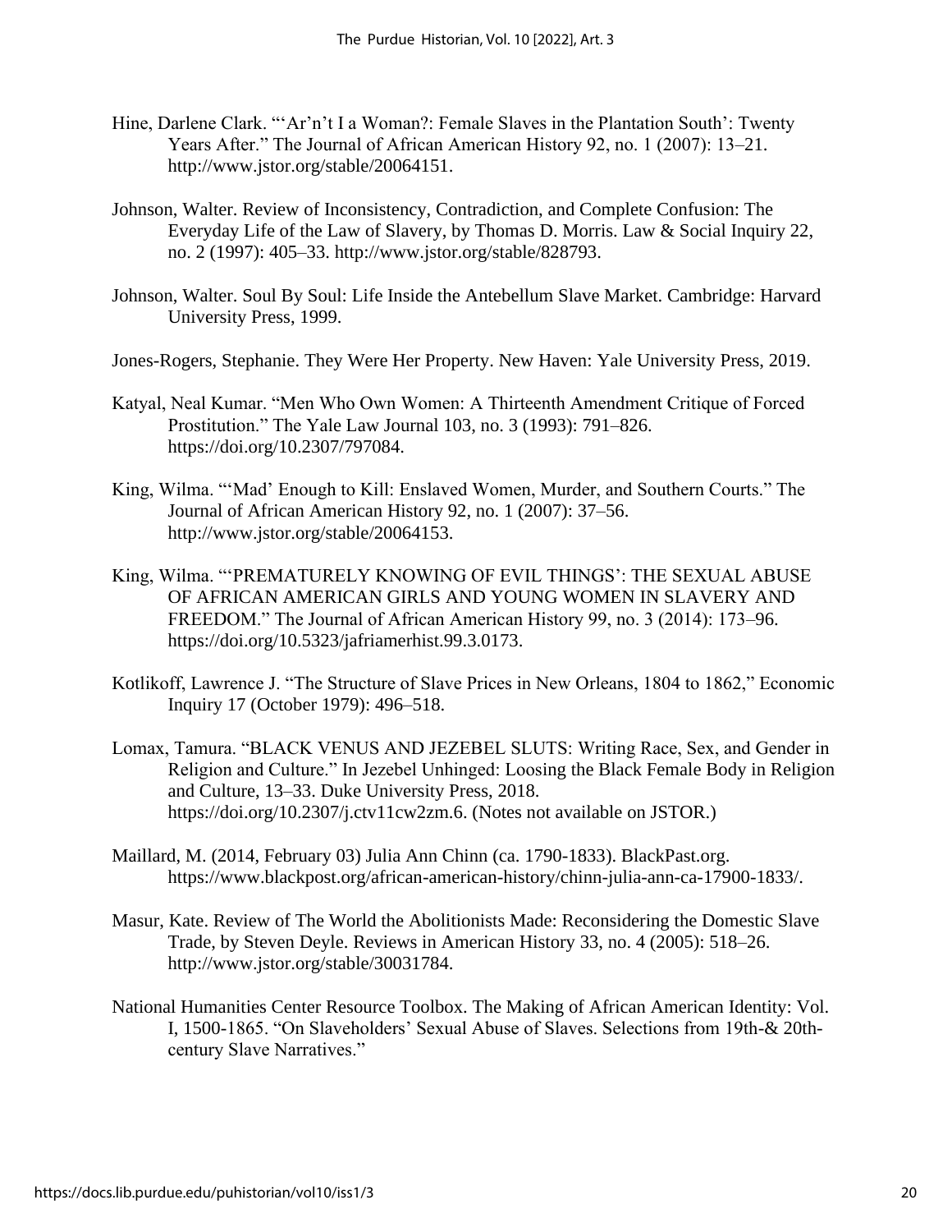Hine, Darlene Clark. "'Ar'n't I a Woman?: Female Slaves in the Plantation South': Twenty Years After." The Journal of African American History 92, no. 1 (2007): 13–21. http://www.jstor.org/stable/20064151.

Johnson, Walter. Review of Inconsistency, Contradiction, and Complete Confusion: The Everyday Life of the Law of Slavery, by Thomas D. Morris. Law & Social Inquiry 22, no. 2 (1997): 405–33. http://www.jstor.org/stable/828793.

Johnson, Walter. Soul By Soul: Life Inside the Antebellum Slave Market. Cambridge: Harvard University Press, 1999.

Jones-Rogers, Stephanie. They Were Her Property. New Haven: Yale University Press, 2019.

Katyal, Neal Kumar. "Men Who Own Women: A Thirteenth Amendment Critique of Forced Prostitution." The Yale Law Journal 103, no. 3 (1993): 791–826. https://doi.org/10.2307/797084.

King, Wilma. "'Mad' Enough to Kill: Enslaved Women, Murder, and Southern Courts." The Journal of African American History 92, no. 1 (2007): 37–56. http://www.jstor.org/stable/20064153.

King, Wilma. "'PREMATURELY KNOWING OF EVIL THINGS': THE SEXUAL ABUSE OF AFRICAN AMERICAN GIRLS AND YOUNG WOMEN IN SLAVERY AND FREEDOM." The Journal of African American History 99, no. 3 (2014): 173–96. https://doi.org/10.5323/jafriamerhist.99.3.0173.

Kotlikoff, Lawrence J. "The Structure of Slave Prices in New Orleans, 1804 to 1862," Economic Inquiry 17 (October 1979): 496–518.

Lomax, Tamura. "BLACK VENUS AND JEZEBEL SLUTS: Writing Race, Sex, and Gender in Religion and Culture." In Jezebel Unhinged: Loosing the Black Female Body in Religion and Culture, 13–33. Duke University Press, 2018. https://doi.org/10.2307/j.ctv11cw2zm.6. (Notes not available on JSTOR.)

Maillard, M. (2014, February 03) Julia Ann Chinn (ca. 1790-1833). BlackPast.org. https://www.blackpost.org/african-american-history/chinn-julia-ann-ca-17900-1833/.

Masur, Kate. Review of The World the Abolitionists Made: Reconsidering the Domestic Slave Trade, by Steven Deyle. Reviews in American History 33, no. 4 (2005): 518–26. http://www.jstor.org/stable/30031784.

National Humanities Center Resource Toolbox. The Making of African American Identity: Vol. I, 1500-1865. "On Slaveholders' Sexual Abuse of Slaves. Selections from 19th-& 20th-century Slave Narratives."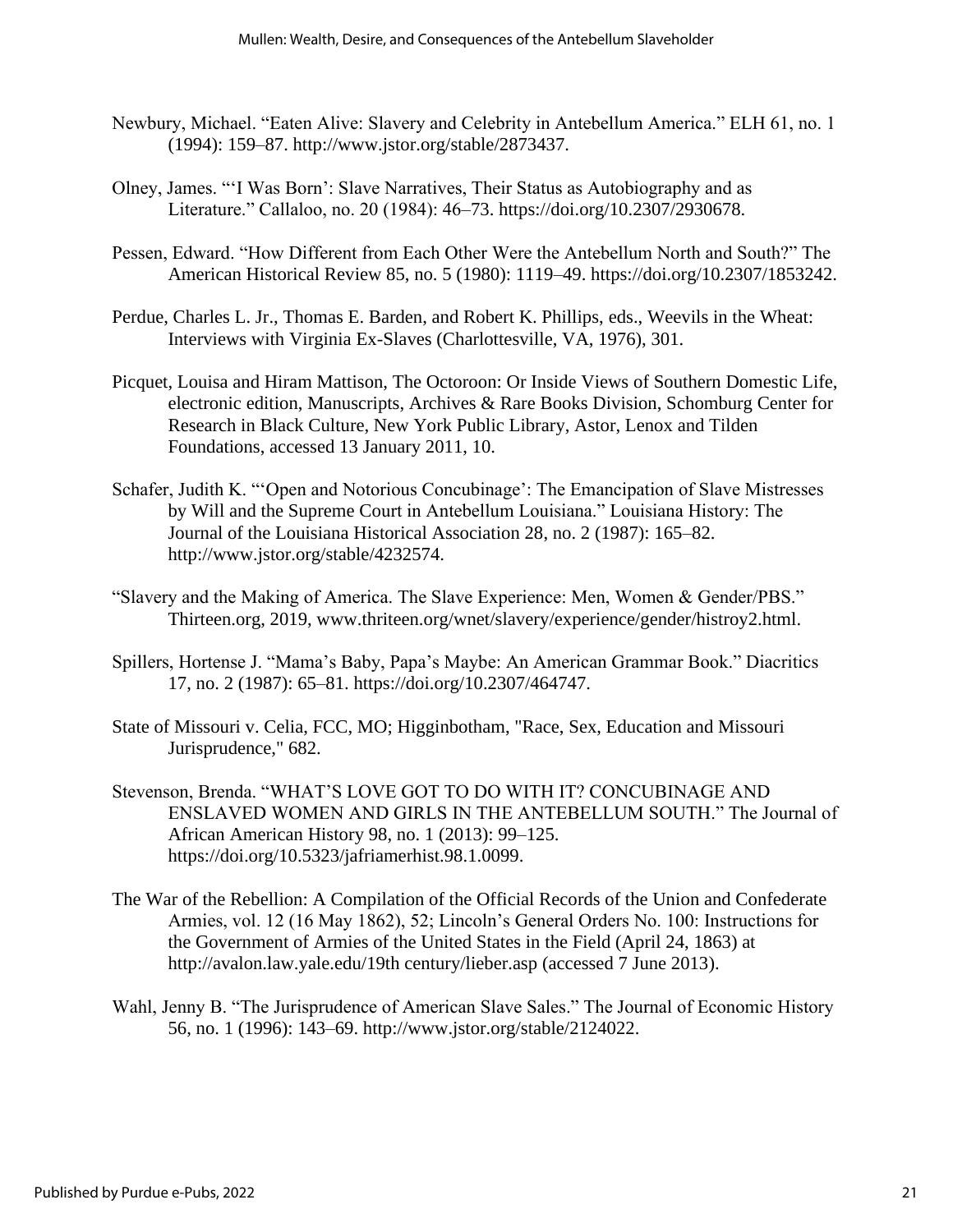Newbury, Michael. “Eaten Alive: Slavery and Celebrity in Antebellum America.” ELH 61, no. 1 (1994): 159–87. http://www.jstor.org/stable/2873437.

Olney, James. “‘I Was Born’: Slave Narratives, Their Status as Autobiography and as Literature.” Callaloo, no. 20 (1984): 46–73. https://doi.org/10.2307/2930678.

Pessen, Edward. “How Different from Each Other Were the Antebellum North and South?” The American Historical Review 85, no. 5 (1980): 1119–49. https://doi.org/10.2307/1853242.

Perdue, Charles L. Jr., Thomas E. Barden, and Robert K. Phillips, eds., Weevils in the Wheat: Interviews with Virginia Ex-Slaves (Charlottesville, VA, 1976), 301.

Picquet, Louisa and Hiram Mattison, The Octoroon: Or Inside Views of Southern Domestic Life, electronic edition, Manuscripts, Archives & Rare Books Division, Schomburg Center for Research in Black Culture, New York Public Library, Astor, Lenox and Tilden Foundations, accessed 13 January 2011, 10.

Schafer, Judith K. “‘Open and Notorious Concubinage’: The Emancipation of Slave Mistresses by Will and the Supreme Court in Antebellum Louisiana.” Louisiana History: The Journal of the Louisiana Historical Association 28, no. 2 (1987): 165–82. http://www.jstor.org/stable/4232574.

“Slavery and the Making of America. The Slave Experience: Men, Women & Gender/PBS.” Thirteen.org, 2019, www.thriteen.org/wnet/slavery/experience/gender/histroy2.html.

Spillers, Hortense J. “Mama’s Baby, Papa’s Maybe: An American Grammar Book.” Diacritics 17, no. 2 (1987): 65–81. https://doi.org/10.2307/464747.

State of Missouri v. Celia, FCC, MO; Higginbotham, "Race, Sex, Education and Missouri Jurisprudence," 682.

Stevenson, Brenda. “WHAT’S LOVE GOT TO DO WITH IT? CONCUBINAGE AND ENSLAVED WOMEN AND GIRLS IN THE ANTEBELLUM SOUTH.” The Journal of African American History 98, no. 1 (2013): 99–125. https://doi.org/10.5323/jafriamerhist.98.1.0099.

The War of the Rebellion: A Compilation of the Official Records of the Union and Confederate Armies, vol. 12 (16 May 1862), 52; Lincoln’s General Orders No. 100: Instructions for the Government of Armies of the United States in the Field (April 24, 1863) at http://avalon.law.yale.edu/19th century/lieber.asp (accessed 7 June 2013).

Wahl, Jenny B. “The Jurisprudence of American Slave Sales.” The Journal of Economic History 56, no. 1 (1996): 143–69. http://www.jstor.org/stable/2124022.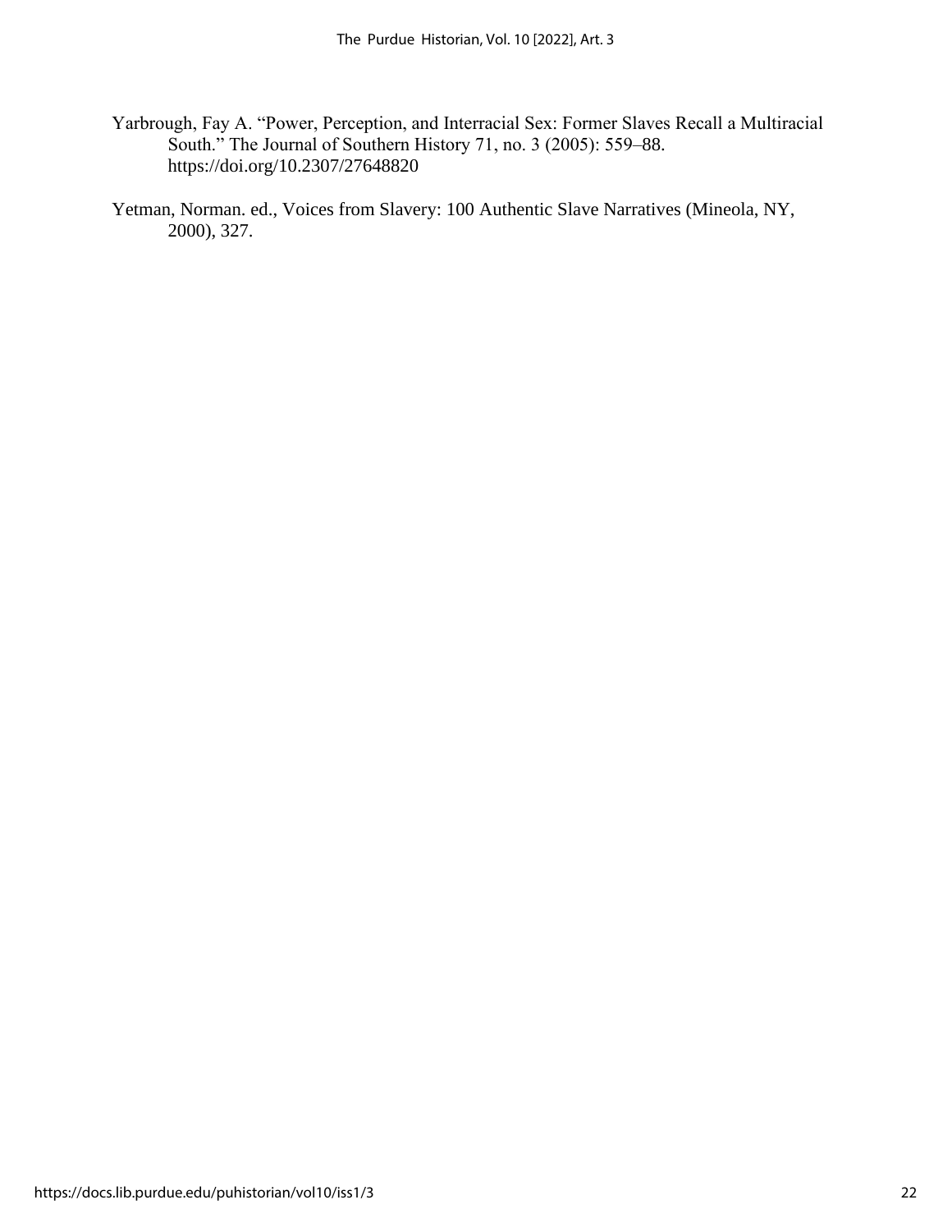Yarbrough, Fay A. "Power, Perception, and Interracial Sex: Former Slaves Recall a Multiracial South." The Journal of Southern History 71, no. 3 (2005): 559–88. https://doi.org/10.2307/27648820

Yetman, Norman. ed., Voices from Slavery: 100 Authentic Slave Narratives (Mineola, NY, 2000), 327.